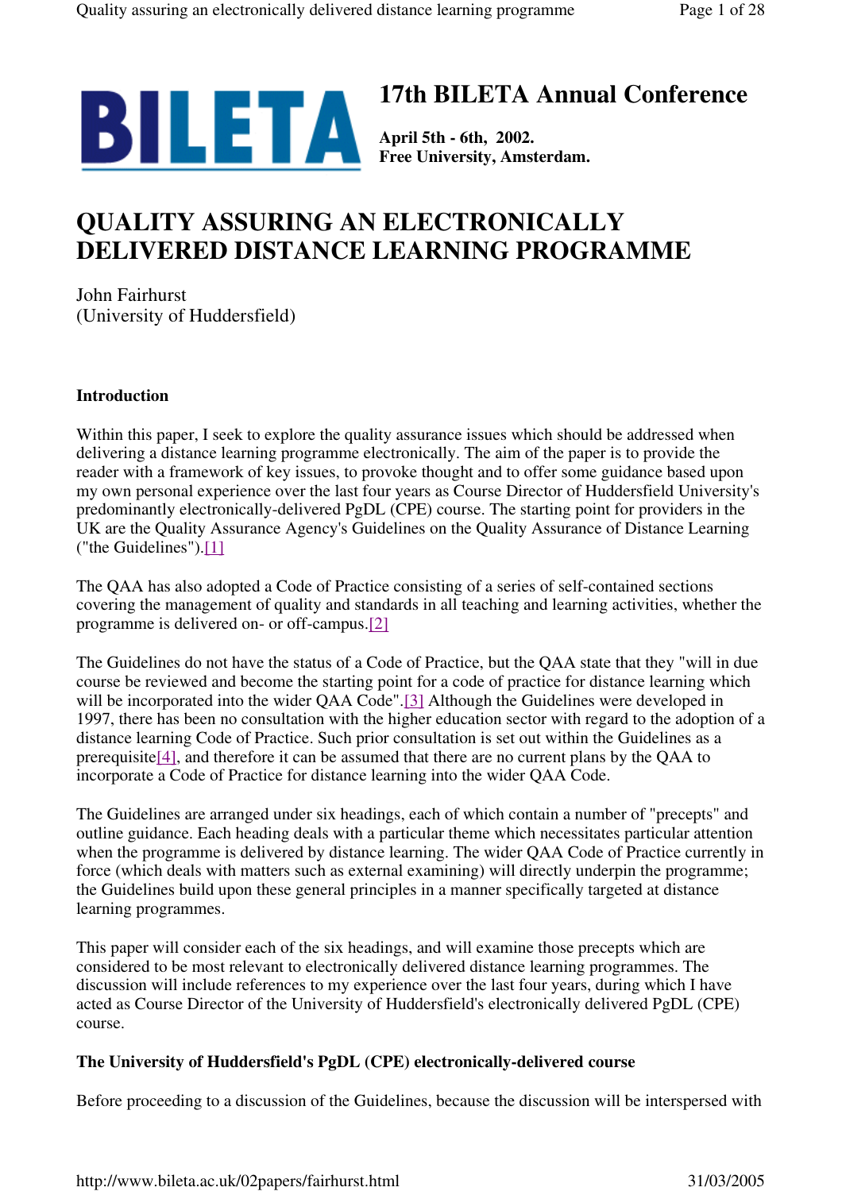BILETA

# 17th BILETA Annual Conference

**April 5th - 6th, 2002.**
**Free University, Amsterdam.**

# QUALITY ASSURING AN ELECTRONICALLY DELIVERED DISTANCE LEARNING PROGRAMME

John Fairhurst
(University of Huddersfield)

### Introduction

Within this paper, I seek to explore the quality assurance issues which should be addressed when delivering a distance learning programme electronically. The aim of the paper is to provide the reader with a framework of key issues, to provoke thought and to offer some guidance based upon my own personal experience over the last four years as Course Director of Huddersfield University's predominantly electronically-delivered PgDL (CPE) course. The starting point for providers in the UK are the Quality Assurance Agency's Guidelines on the Quality Assurance of Distance Learning ("the Guidelines").[1]

The QAA has also adopted a Code of Practice consisting of a series of self-contained sections covering the management of quality and standards in all teaching and learning activities, whether the programme is delivered on- or off-campus.[2]

The Guidelines do not have the status of a Code of Practice, but the QAA state that they "will in due course be reviewed and become the starting point for a code of practice for distance learning which will be incorporated into the wider QAA Code".[3] Although the Guidelines were developed in 1997, there has been no consultation with the higher education sector with regard to the adoption of a distance learning Code of Practice. Such prior consultation is set out within the Guidelines as a prerequisite[4], and therefore it can be assumed that there are no current plans by the QAA to incorporate a Code of Practice for distance learning into the wider QAA Code.

The Guidelines are arranged under six headings, each of which contain a number of "precepts" and outline guidance. Each heading deals with a particular theme which necessitates particular attention when the programme is delivered by distance learning. The wider QAA Code of Practice currently in force (which deals with matters such as external examining) will directly underpin the programme; the Guidelines build upon these general principles in a manner specifically targeted at distance learning programmes.

This paper will consider each of the six headings, and will examine those precepts which are considered to be most relevant to electronically delivered distance learning programmes. The discussion will include references to my experience over the last four years, during which I have acted as Course Director of the University of Huddersfield's electronically delivered PgDL (CPE) course.

### The University of Huddersfield's PgDL (CPE) electronically-delivered course

Before proceeding to a discussion of the Guidelines, because the discussion will be interspersed with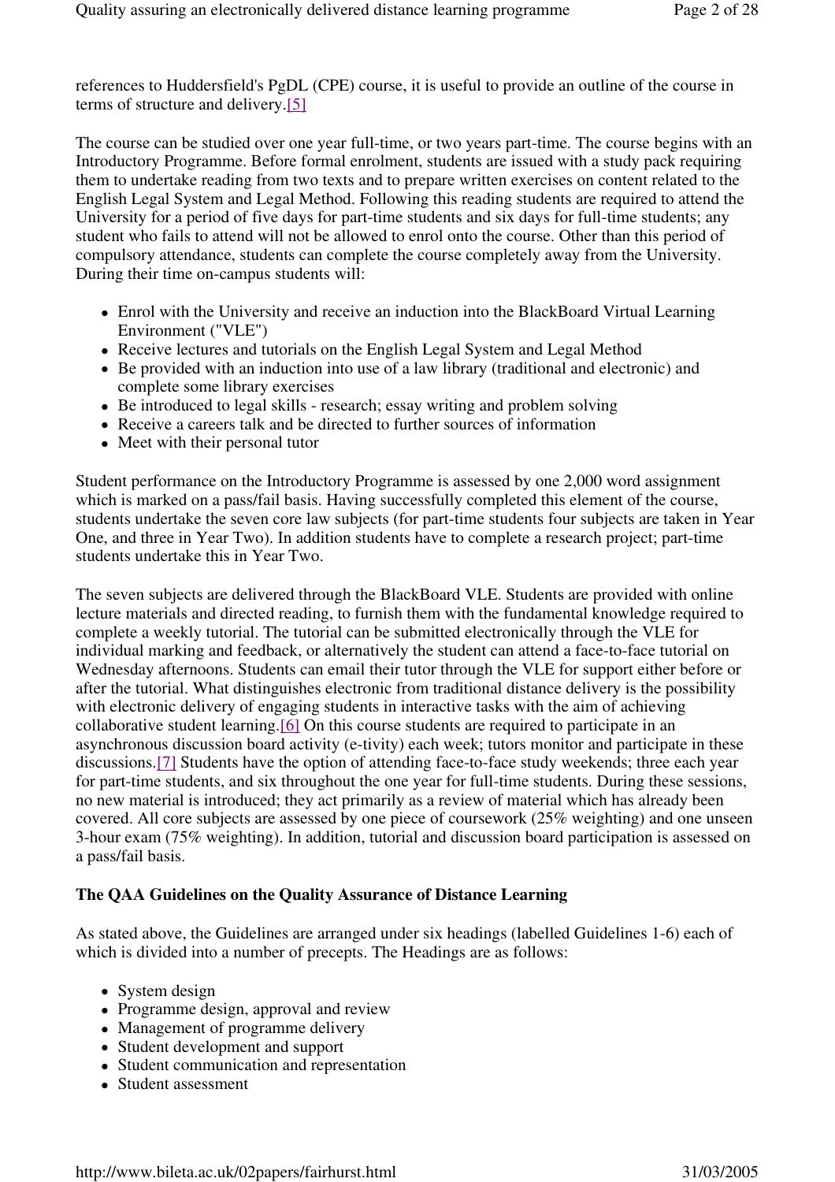references to Huddersfield's PgDL (CPE) course, it is useful to provide an outline of the course in terms of structure and delivery.[5]

The course can be studied over one year full-time, or two years part-time. The course begins with an Introductory Programme. Before formal enrolment, students are issued with a study pack requiring them to undertake reading from two texts and to prepare written exercises on content related to the English Legal System and Legal Method. Following this reading students are required to attend the University for a period of five days for part-time students and six days for full-time students; any student who fails to attend will not be allowed to enrol onto the course. Other than this period of compulsory attendance, students can complete the course completely away from the University. During their time on-campus students will:

- Enrol with the University and receive an induction into the BlackBoard Virtual Learning Environment ("VLE")
- Receive lectures and tutorials on the English Legal System and Legal Method
- Be provided with an induction into use of a law library (traditional and electronic) and complete some library exercises
- Be introduced to legal skills - research; essay writing and problem solving
- Receive a careers talk and be directed to further sources of information
- Meet with their personal tutor

Student performance on the Introductory Programme is assessed by one 2,000 word assignment which is marked on a pass/fail basis. Having successfully completed this element of the course, students undertake the seven core law subjects (for part-time students four subjects are taken in Year One, and three in Year Two). In addition students have to complete a research project; part-time students undertake this in Year Two.

The seven subjects are delivered through the BlackBoard VLE. Students are provided with online lecture materials and directed reading, to furnish them with the fundamental knowledge required to complete a weekly tutorial. The tutorial can be submitted electronically through the VLE for individual marking and feedback, or alternatively the student can attend a face-to-face tutorial on Wednesday afternoons. Students can email their tutor through the VLE for support either before or after the tutorial. What distinguishes electronic from traditional distance delivery is the possibility with electronic delivery of engaging students in interactive tasks with the aim of achieving collaborative student learning.[6] On this course students are required to participate in an asynchronous discussion board activity (e-tivity) each week; tutors monitor and participate in these discussions.[7] Students have the option of attending face-to-face study weekends; three each year for part-time students, and six throughout the one year for full-time students. During these sessions, no new material is introduced; they act primarily as a review of material which has already been covered. All core subjects are assessed by one piece of coursework (25% weighting) and one unseen 3-hour exam (75% weighting). In addition, tutorial and discussion board participation is assessed on a pass/fail basis.

**The QAA Guidelines on the Quality Assurance of Distance Learning**

As stated above, the Guidelines are arranged under six headings (labelled Guidelines 1-6) each of which is divided into a number of precepts. The Headings are as follows:

- System design
- Programme design, approval and review
- Management of programme delivery
- Student development and support
- Student communication and representation
- Student assessment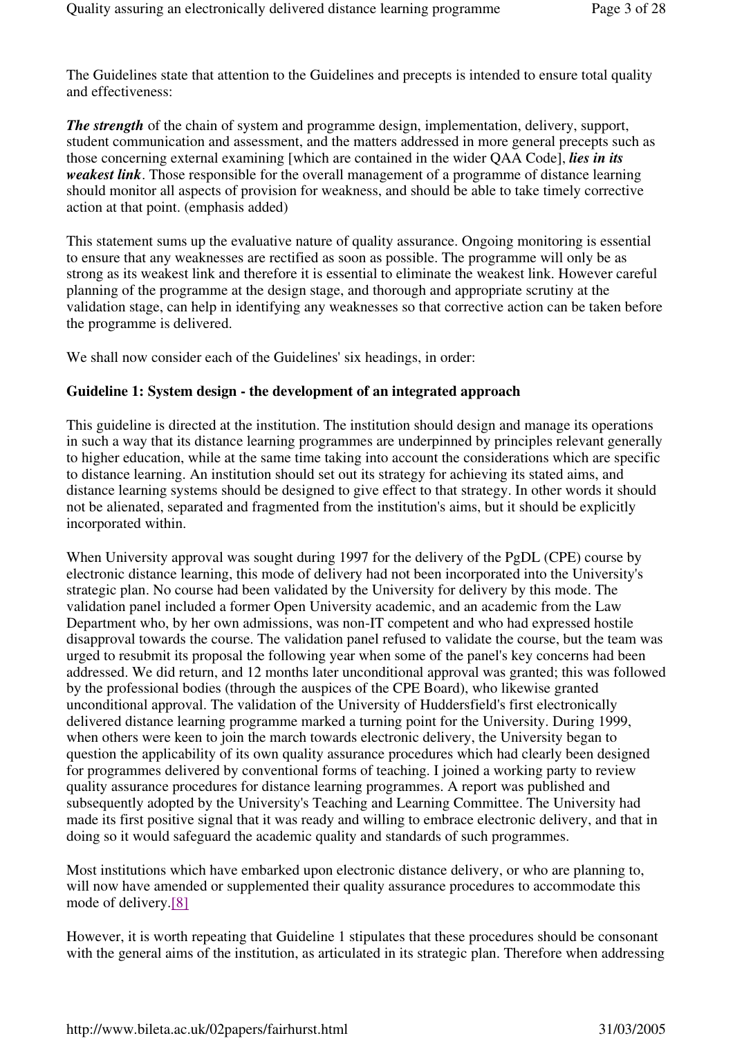The Guidelines state that attention to the Guidelines and precepts is intended to ensure total quality and effectiveness:

***The strength*** of the chain of system and programme design, implementation, delivery, support, student communication and assessment, and the matters addressed in more general precepts such as those concerning external examining [which are contained in the wider QAA Code], ***lies in its weakest link***. Those responsible for the overall management of a programme of distance learning should monitor all aspects of provision for weakness, and should be able to take timely corrective action at that point. (emphasis added)

This statement sums up the evaluative nature of quality assurance. Ongoing monitoring is essential to ensure that any weaknesses are rectified as soon as possible. The programme will only be as strong as its weakest link and therefore it is essential to eliminate the weakest link. However careful planning of the programme at the design stage, and thorough and appropriate scrutiny at the validation stage, can help in identifying any weaknesses so that corrective action can be taken before the programme is delivered.

We shall now consider each of the Guidelines' six headings, in order:

**Guideline 1: System design - the development of an integrated approach**

This guideline is directed at the institution. The institution should design and manage its operations in such a way that its distance learning programmes are underpinned by principles relevant generally to higher education, while at the same time taking into account the considerations which are specific to distance learning. An institution should set out its strategy for achieving its stated aims, and distance learning systems should be designed to give effect to that strategy. In other words it should not be alienated, separated and fragmented from the institution's aims, but it should be explicitly incorporated within.

When University approval was sought during 1997 for the delivery of the PgDL (CPE) course by electronic distance learning, this mode of delivery had not been incorporated into the University's strategic plan. No course had been validated by the University for delivery by this mode. The validation panel included a former Open University academic, and an academic from the Law Department who, by her own admissions, was non-IT competent and who had expressed hostile disapproval towards the course. The validation panel refused to validate the course, but the team was urged to resubmit its proposal the following year when some of the panel's key concerns had been addressed. We did return, and 12 months later unconditional approval was granted; this was followed by the professional bodies (through the auspices of the CPE Board), who likewise granted unconditional approval. The validation of the University of Huddersfield's first electronically delivered distance learning programme marked a turning point for the University. During 1999, when others were keen to join the march towards electronic delivery, the University began to question the applicability of its own quality assurance procedures which had clearly been designed for programmes delivered by conventional forms of teaching. I joined a working party to review quality assurance procedures for distance learning programmes. A report was published and subsequently adopted by the University's Teaching and Learning Committee. The University had made its first positive signal that it was ready and willing to embrace electronic delivery, and that in doing so it would safeguard the academic quality and standards of such programmes.

Most institutions which have embarked upon electronic distance delivery, or who are planning to, will now have amended or supplemented their quality assurance procedures to accommodate this mode of delivery.[8]

However, it is worth repeating that Guideline 1 stipulates that these procedures should be consonant with the general aims of the institution, as articulated in its strategic plan. Therefore when addressing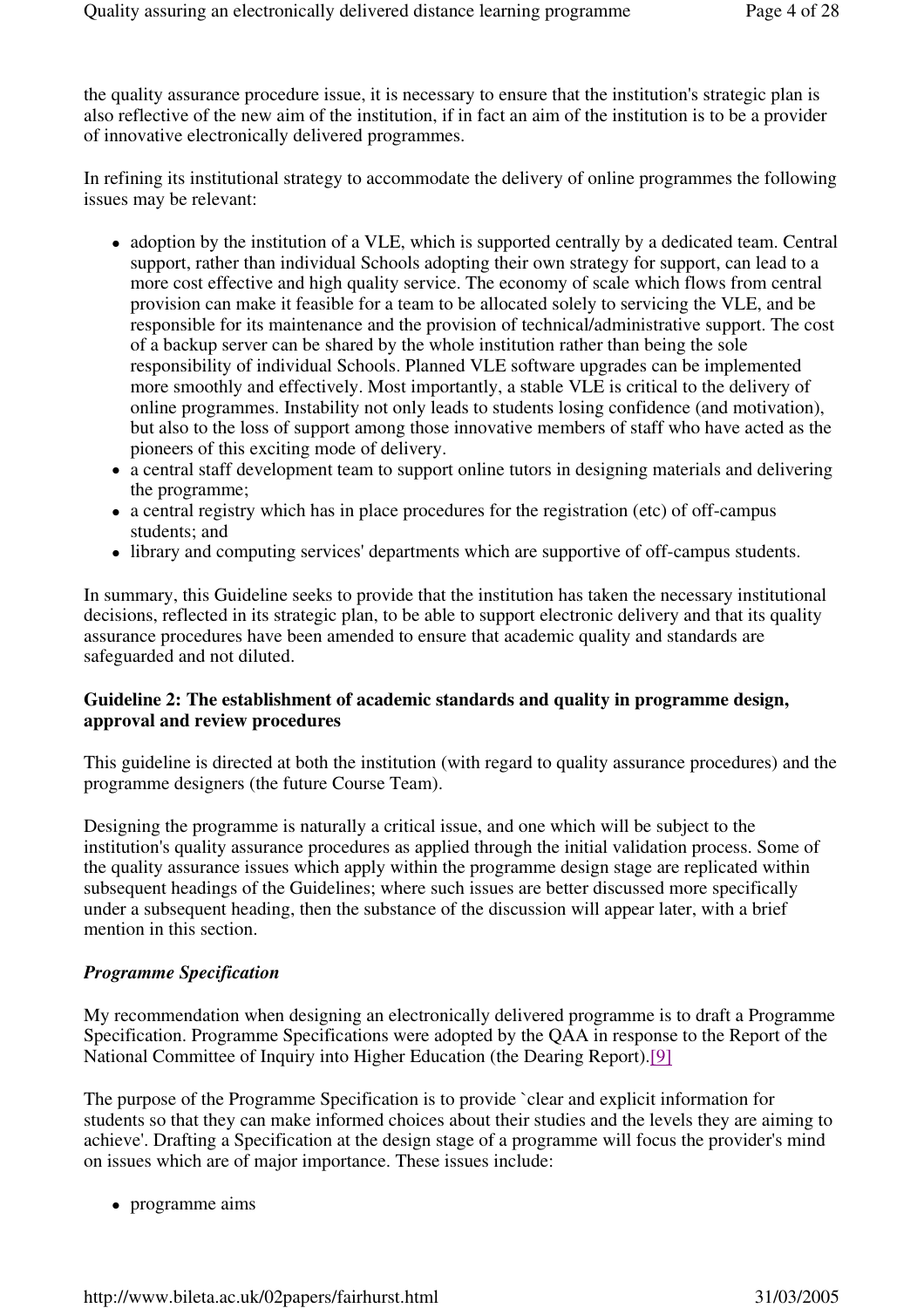the quality assurance procedure issue, it is necessary to ensure that the institution's strategic plan is also reflective of the new aim of the institution, if in fact an aim of the institution is to be a provider of innovative electronically delivered programmes.

In refining its institutional strategy to accommodate the delivery of online programmes the following issues may be relevant:

- adoption by the institution of a VLE, which is supported centrally by a dedicated team. Central support, rather than individual Schools adopting their own strategy for support, can lead to a more cost effective and high quality service. The economy of scale which flows from central provision can make it feasible for a team to be allocated solely to servicing the VLE, and be responsible for its maintenance and the provision of technical/administrative support. The cost of a backup server can be shared by the whole institution rather than being the sole responsibility of individual Schools. Planned VLE software upgrades can be implemented more smoothly and effectively. Most importantly, a stable VLE is critical to the delivery of online programmes. Instability not only leads to students losing confidence (and motivation), but also to the loss of support among those innovative members of staff who have acted as the pioneers of this exciting mode of delivery.
- a central staff development team to support online tutors in designing materials and delivering the programme;
- a central registry which has in place procedures for the registration (etc) of off-campus students; and
- library and computing services' departments which are supportive of off-campus students.

In summary, this Guideline seeks to provide that the institution has taken the necessary institutional decisions, reflected in its strategic plan, to be able to support electronic delivery and that its quality assurance procedures have been amended to ensure that academic quality and standards are safeguarded and not diluted.

**Guideline 2: The establishment of academic standards and quality in programme design, approval and review procedures**

This guideline is directed at both the institution (with regard to quality assurance procedures) and the programme designers (the future Course Team).

Designing the programme is naturally a critical issue, and one which will be subject to the institution's quality assurance procedures as applied through the initial validation process. Some of the quality assurance issues which apply within the programme design stage are replicated within subsequent headings of the Guidelines; where such issues are better discussed more specifically under a subsequent heading, then the substance of the discussion will appear later, with a brief mention in this section.

***Programme Specification***

My recommendation when designing an electronically delivered programme is to draft a Programme Specification. Programme Specifications were adopted by the QAA in response to the Report of the National Committee of Inquiry into Higher Education (the Dearing Report).[9]

The purpose of the Programme Specification is to provide `clear and explicit information for students so that they can make informed choices about their studies and the levels they are aiming to achieve'. Drafting a Specification at the design stage of a programme will focus the provider's mind on issues which are of major importance. These issues include:

- programme aims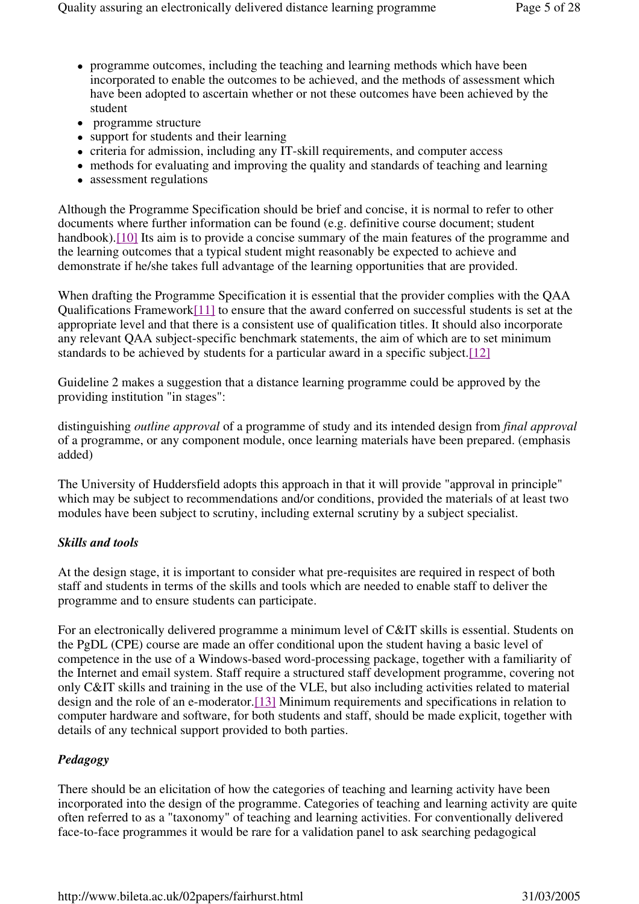- programme outcomes, including the teaching and learning methods which have been incorporated to enable the outcomes to be achieved, and the methods of assessment which have been adopted to ascertain whether or not these outcomes have been achieved by the student
- programme structure
- support for students and their learning
- criteria for admission, including any IT-skill requirements, and computer access
- methods for evaluating and improving the quality and standards of teaching and learning
- assessment regulations

Although the Programme Specification should be brief and concise, it is normal to refer to other documents where further information can be found (e.g. definitive course document; student handbook).[10] Its aim is to provide a concise summary of the main features of the programme and the learning outcomes that a typical student might reasonably be expected to achieve and demonstrate if he/she takes full advantage of the learning opportunities that are provided.

When drafting the Programme Specification it is essential that the provider complies with the QAA Qualifications Framework[11] to ensure that the award conferred on successful students is set at the appropriate level and that there is a consistent use of qualification titles. It should also incorporate any relevant QAA subject-specific benchmark statements, the aim of which are to set minimum standards to be achieved by students for a particular award in a specific subject.[12]

Guideline 2 makes a suggestion that a distance learning programme could be approved by the providing institution "in stages":

distinguishing *outline approval* of a programme of study and its intended design from *final approval* of a programme, or any component module, once learning materials have been prepared. (emphasis added)

The University of Huddersfield adopts this approach in that it will provide "approval in principle" which may be subject to recommendations and/or conditions, provided the materials of at least two modules have been subject to scrutiny, including external scrutiny by a subject specialist.

### *Skills and tools*

At the design stage, it is important to consider what pre-requisites are required in respect of both staff and students in terms of the skills and tools which are needed to enable staff to deliver the programme and to ensure students can participate.

For an electronically delivered programme a minimum level of C&IT skills is essential. Students on the PgDL (CPE) course are made an offer conditional upon the student having a basic level of competence in the use of a Windows-based word-processing package, together with a familiarity of the Internet and email system. Staff require a structured staff development programme, covering not only C&IT skills and training in the use of the VLE, but also including activities related to material design and the role of an e-moderator.[13] Minimum requirements and specifications in relation to computer hardware and software, for both students and staff, should be made explicit, together with details of any technical support provided to both parties.

### *Pedagogy*

There should be an elicitation of how the categories of teaching and learning activity have been incorporated into the design of the programme. Categories of teaching and learning activity are quite often referred to as a "taxonomy" of teaching and learning activities. For conventionally delivered face-to-face programmes it would be rare for a validation panel to ask searching pedagogical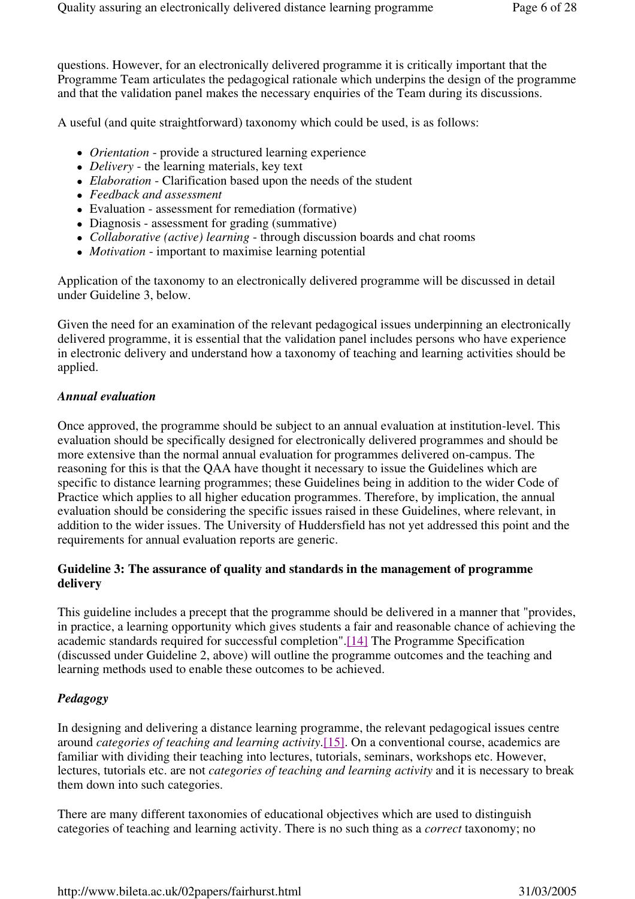questions. However, for an electronically delivered programme it is critically important that the Programme Team articulates the pedagogical rationale which underpins the design of the programme and that the validation panel makes the necessary enquiries of the Team during its discussions.

A useful (and quite straightforward) taxonomy which could be used, is as follows:

- *Orientation* - provide a structured learning experience
- *Delivery* - the learning materials, key text
- *Elaboration* - Clarification based upon the needs of the student
- *Feedback and assessment*
- Evaluation - assessment for remediation (formative)
- Diagnosis - assessment for grading (summative)
- *Collaborative (active) learning* - through discussion boards and chat rooms
- *Motivation* - important to maximise learning potential

Application of the taxonomy to an electronically delivered programme will be discussed in detail under Guideline 3, below.

Given the need for an examination of the relevant pedagogical issues underpinning an electronically delivered programme, it is essential that the validation panel includes persons who have experience in electronic delivery and understand how a taxonomy of teaching and learning activities should be applied.

***Annual evaluation***

Once approved, the programme should be subject to an annual evaluation at institution-level. This evaluation should be specifically designed for electronically delivered programmes and should be more extensive than the normal annual evaluation for programmes delivered on-campus. The reasoning for this is that the QAA have thought it necessary to issue the Guidelines which are specific to distance learning programmes; these Guidelines being in addition to the wider Code of Practice which applies to all higher education programmes. Therefore, by implication, the annual evaluation should be considering the specific issues raised in these Guidelines, where relevant, in addition to the wider issues. The University of Huddersfield has not yet addressed this point and the requirements for annual evaluation reports are generic.

**Guideline 3: The assurance of quality and standards in the management of programme delivery**

This guideline includes a precept that the programme should be delivered in a manner that "provides, in practice, a learning opportunity which gives students a fair and reasonable chance of achieving the academic standards required for successful completion".[14] The Programme Specification (discussed under Guideline 2, above) will outline the programme outcomes and the teaching and learning methods used to enable these outcomes to be achieved.

***Pedagogy***

In designing and delivering a distance learning programme, the relevant pedagogical issues centre around *categories of teaching and learning activity*.[15]. On a conventional course, academics are familiar with dividing their teaching into lectures, tutorials, seminars, workshops etc. However, lectures, tutorials etc. are not *categories of teaching and learning activity* and it is necessary to break them down into such categories.

There are many different taxonomies of educational objectives which are used to distinguish categories of teaching and learning activity. There is no such thing as a *correct* taxonomy; no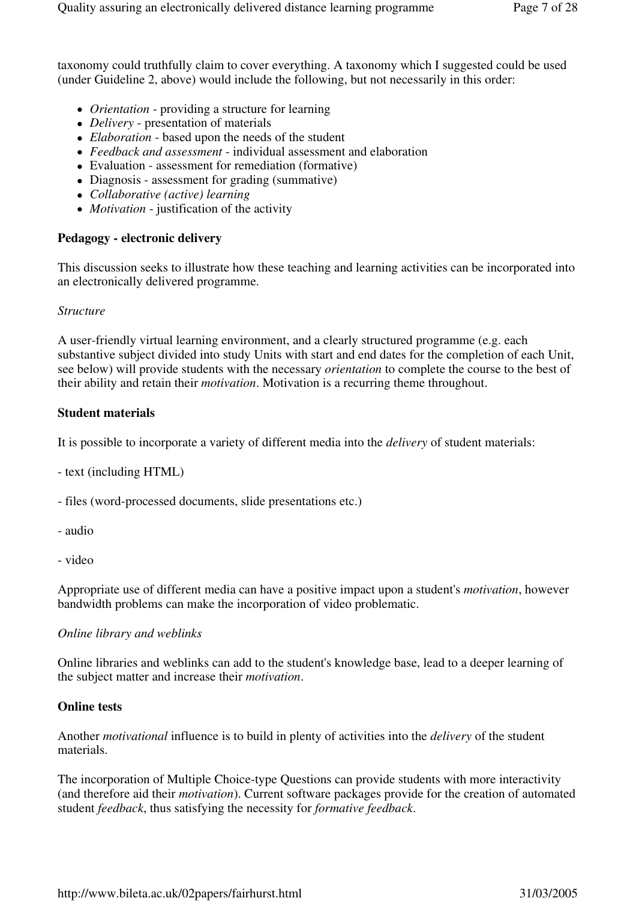taxonomy could truthfully claim to cover everything. A taxonomy which I suggested could be used (under Guideline 2, above) would include the following, but not necessarily in this order:

- *Orientation* - providing a structure for learning
- *Delivery* - presentation of materials
- *Elaboration* - based upon the needs of the student
- *Feedback and assessment* - individual assessment and elaboration
- Evaluation - assessment for remediation (formative)
- Diagnosis - assessment for grading (summative)
- *Collaborative (active) learning*
- *Motivation* - justification of the activity

**Pedagogy - electronic delivery**

This discussion seeks to illustrate how these teaching and learning activities can be incorporated into an electronically delivered programme.

*Structure*

A user-friendly virtual learning environment, and a clearly structured programme (e.g. each substantive subject divided into study Units with start and end dates for the completion of each Unit, see below) will provide students with the necessary *orientation* to complete the course to the best of their ability and retain their *motivation*. Motivation is a recurring theme throughout.

**Student materials**

It is possible to incorporate a variety of different media into the *delivery* of student materials:

- text (including HTML)

- files (word-processed documents, slide presentations etc.)

- audio

- video

Appropriate use of different media can have a positive impact upon a student's *motivation*, however bandwidth problems can make the incorporation of video problematic.

*Online library and weblinks*

Online libraries and weblinks can add to the student's knowledge base, lead to a deeper learning of the subject matter and increase their *motivation*.

**Online tests**

Another *motivational* influence is to build in plenty of activities into the *delivery* of the student materials.

The incorporation of Multiple Choice-type Questions can provide students with more interactivity (and therefore aid their *motivation*). Current software packages provide for the creation of automated student *feedback*, thus satisfying the necessity for *formative feedback*.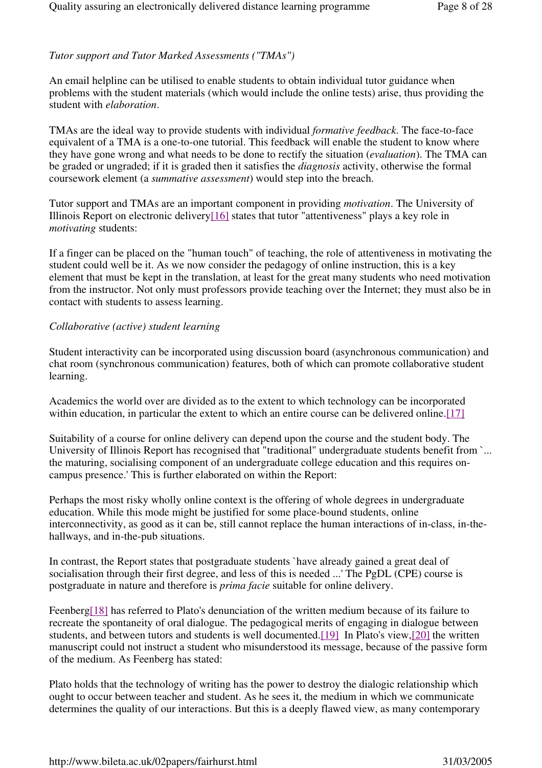*Tutor support and Tutor Marked Assessments ("TMAs")*

An email helpline can be utilised to enable students to obtain individual tutor guidance when problems with the student materials (which would include the online tests) arise, thus providing the student with *elaboration*.

TMAs are the ideal way to provide students with individual *formative feedback*. The face-to-face equivalent of a TMA is a one-to-one tutorial. This feedback will enable the student to know where they have gone wrong and what needs to be done to rectify the situation (*evaluation*). The TMA can be graded or ungraded; if it is graded then it satisfies the *diagnosis* activity, otherwise the formal coursework element (a *summative assessment*) would step into the breach.

Tutor support and TMAs are an important component in providing *motivation*. The University of Illinois Report on electronic delivery[16] states that tutor "attentiveness" plays a key role in *motivating* students:

If a finger can be placed on the "human touch" of teaching, the role of attentiveness in motivating the student could well be it. As we now consider the pedagogy of online instruction, this is a key element that must be kept in the translation, at least for the great many students who need motivation from the instructor. Not only must professors provide teaching over the Internet; they must also be in contact with students to assess learning.

*Collaborative (active) student learning*

Student interactivity can be incorporated using discussion board (asynchronous communication) and chat room (synchronous communication) features, both of which can promote collaborative student learning.

Academics the world over are divided as to the extent to which technology can be incorporated within education, in particular the extent to which an entire course can be delivered online.[17]

Suitability of a course for online delivery can depend upon the course and the student body. The University of Illinois Report has recognised that "traditional" undergraduate students benefit from `... the maturing, socialising component of an undergraduate college education and this requires on-campus presence.' This is further elaborated on within the Report:

Perhaps the most risky wholly online context is the offering of whole degrees in undergraduate education. While this mode might be justified for some place-bound students, online interconnectivity, as good as it can be, still cannot replace the human interactions of in-class, in-the-hallways, and in-the-pub situations.

In contrast, the Report states that postgraduate students `have already gained a great deal of socialisation through their first degree, and less of this is needed ...' The PgDL (CPE) course is postgraduate in nature and therefore is *prima facie* suitable for online delivery.

Feenberg[18] has referred to Plato's denunciation of the written medium because of its failure to recreate the spontaneity of oral dialogue. The pedagogical merits of engaging in dialogue between students, and between tutors and students is well documented.[19] In Plato's view,[20] the written manuscript could not instruct a student who misunderstood its message, because of the passive form of the medium. As Feenberg has stated:

Plato holds that the technology of writing has the power to destroy the dialogic relationship which ought to occur between teacher and student. As he sees it, the medium in which we communicate determines the quality of our interactions. But this is a deeply flawed view, as many contemporary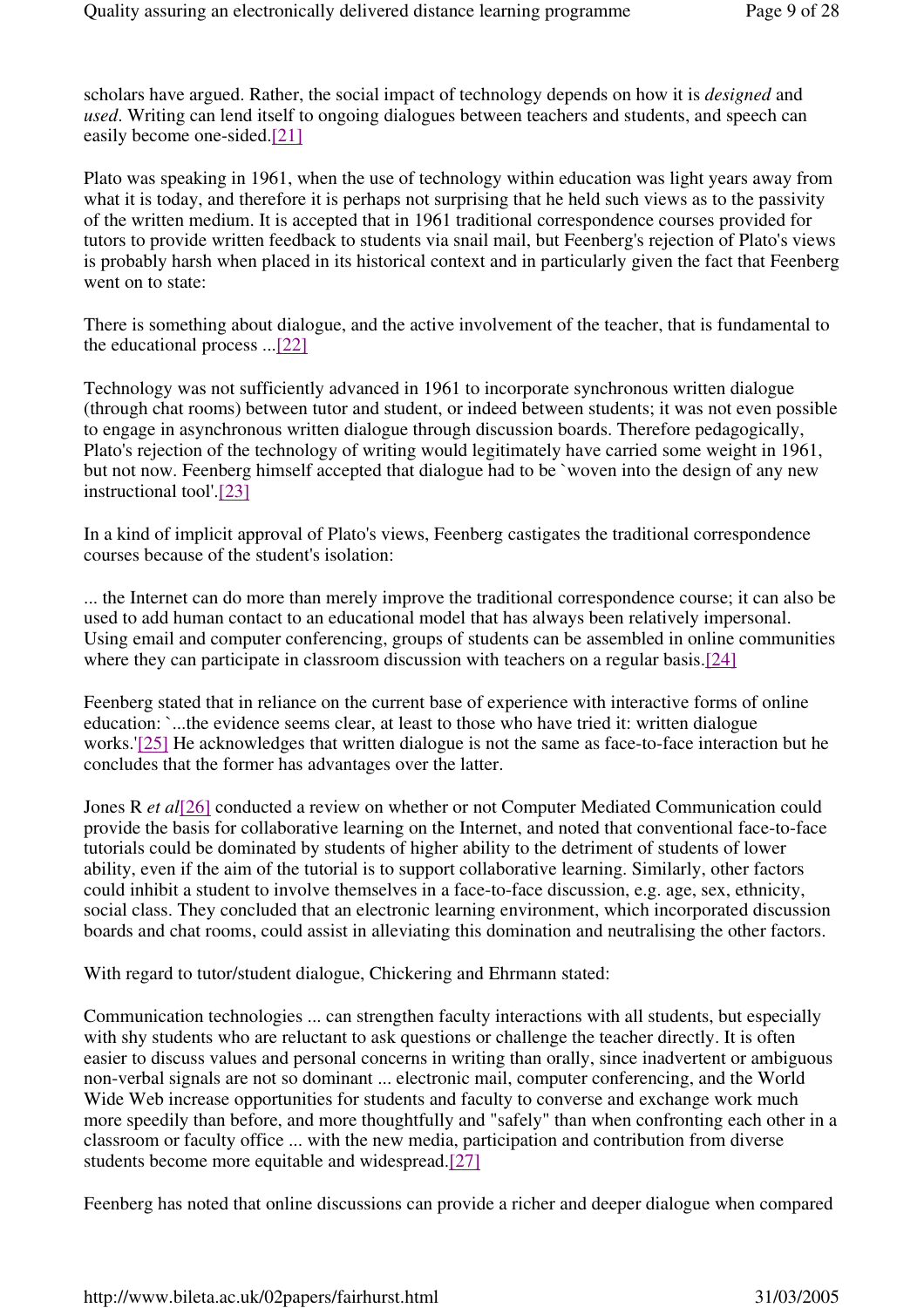scholars have argued. Rather, the social impact of technology depends on how it is *designed* and *used*. Writing can lend itself to ongoing dialogues between teachers and students, and speech can easily become one-sided.[21]

Plato was speaking in 1961, when the use of technology within education was light years away from what it is today, and therefore it is perhaps not surprising that he held such views as to the passivity of the written medium. It is accepted that in 1961 traditional correspondence courses provided for tutors to provide written feedback to students via snail mail, but Feenberg's rejection of Plato's views is probably harsh when placed in its historical context and in particularly given the fact that Feenberg went on to state:

There is something about dialogue, and the active involvement of the teacher, that is fundamental to the educational process ...[22]

Technology was not sufficiently advanced in 1961 to incorporate synchronous written dialogue (through chat rooms) between tutor and student, or indeed between students; it was not even possible to engage in asynchronous written dialogue through discussion boards. Therefore pedagogically, Plato's rejection of the technology of writing would legitimately have carried some weight in 1961, but not now. Feenberg himself accepted that dialogue had to be `woven into the design of any new instructional tool'.[23]

In a kind of implicit approval of Plato's views, Feenberg castigates the traditional correspondence courses because of the student's isolation:

... the Internet can do more than merely improve the traditional correspondence course; it can also be used to add human contact to an educational model that has always been relatively impersonal. Using email and computer conferencing, groups of students can be assembled in online communities where they can participate in classroom discussion with teachers on a regular basis.[24]

Feenberg stated that in reliance on the current base of experience with interactive forms of online education: `...the evidence seems clear, at least to those who have tried it: written dialogue works.'[25] He acknowledges that written dialogue is not the same as face-to-face interaction but he concludes that the former has advantages over the latter.

Jones R *et al*[26] conducted a review on whether or not Computer Mediated Communication could provide the basis for collaborative learning on the Internet, and noted that conventional face-to-face tutorials could be dominated by students of higher ability to the detriment of students of lower ability, even if the aim of the tutorial is to support collaborative learning. Similarly, other factors could inhibit a student to involve themselves in a face-to-face discussion, e.g. age, sex, ethnicity, social class. They concluded that an electronic learning environment, which incorporated discussion boards and chat rooms, could assist in alleviating this domination and neutralising the other factors.

With regard to tutor/student dialogue, Chickering and Ehrmann stated:

Communication technologies ... can strengthen faculty interactions with all students, but especially with shy students who are reluctant to ask questions or challenge the teacher directly. It is often easier to discuss values and personal concerns in writing than orally, since inadvertent or ambiguous non-verbal signals are not so dominant ... electronic mail, computer conferencing, and the World Wide Web increase opportunities for students and faculty to converse and exchange work much more speedily than before, and more thoughtfully and "safely" than when confronting each other in a classroom or faculty office ... with the new media, participation and contribution from diverse students become more equitable and widespread.[27]

Feenberg has noted that online discussions can provide a richer and deeper dialogue when compared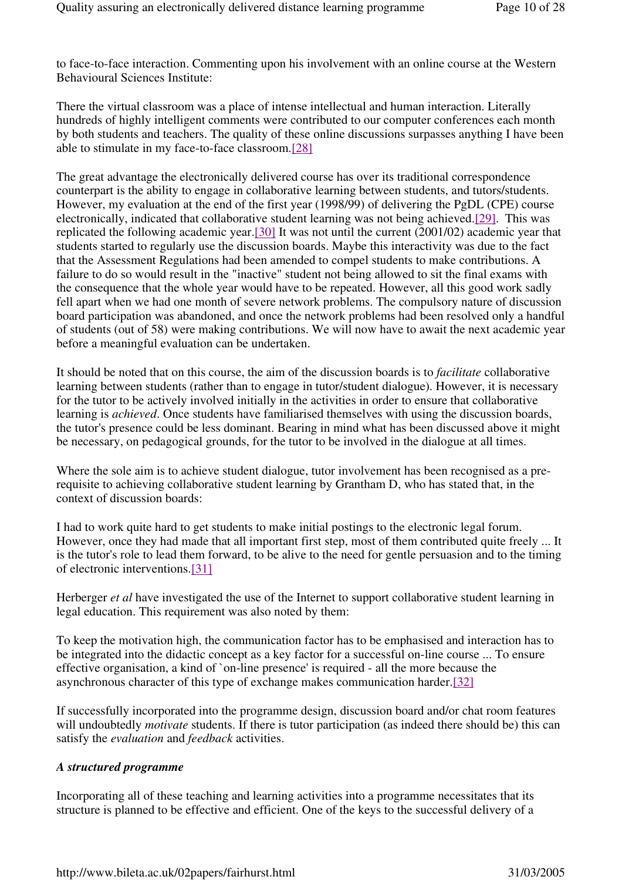to face-to-face interaction. Commenting upon his involvement with an online course at the Western Behavioural Sciences Institute:

There the virtual classroom was a place of intense intellectual and human interaction. Literally hundreds of highly intelligent comments were contributed to our computer conferences each month by both students and teachers. The quality of these online discussions surpasses anything I have been able to stimulate in my face-to-face classroom.[28]

The great advantage the electronically delivered course has over its traditional correspondence counterpart is the ability to engage in collaborative learning between students, and tutors/students. However, my evaluation at the end of the first year (1998/99) of delivering the PgDL (CPE) course electronically, indicated that collaborative student learning was not being achieved.[29]. This was replicated the following academic year.[30] It was not until the current (2001/02) academic year that students started to regularly use the discussion boards. Maybe this interactivity was due to the fact that the Assessment Regulations had been amended to compel students to make contributions. A failure to do so would result in the "inactive" student not being allowed to sit the final exams with the consequence that the whole year would have to be repeated. However, all this good work sadly fell apart when we had one month of severe network problems. The compulsory nature of discussion board participation was abandoned, and once the network problems had been resolved only a handful of students (out of 58) were making contributions. We will now have to await the next academic year before a meaningful evaluation can be undertaken.

It should be noted that on this course, the aim of the discussion boards is to *facilitate* collaborative learning between students (rather than to engage in tutor/student dialogue). However, it is necessary for the tutor to be actively involved initially in the activities in order to ensure that collaborative learning is *achieved*. Once students have familiarised themselves with using the discussion boards, the tutor's presence could be less dominant. Bearing in mind what has been discussed above it might be necessary, on pedagogical grounds, for the tutor to be involved in the dialogue at all times.

Where the sole aim is to achieve student dialogue, tutor involvement has been recognised as a pre-requisite to achieving collaborative student learning by Grantham D, who has stated that, in the context of discussion boards:

I had to work quite hard to get students to make initial postings to the electronic legal forum. However, once they had made that all important first step, most of them contributed quite freely ... It is the tutor's role to lead them forward, to be alive to the need for gentle persuasion and to the timing of electronic interventions.[31]

Herberger *et al* have investigated the use of the Internet to support collaborative student learning in legal education. This requirement was also noted by them:

To keep the motivation high, the communication factor has to be emphasised and interaction has to be integrated into the didactic concept as a key factor for a successful on-line course ... To ensure effective organisation, a kind of `on-line presence' is required - all the more because the asynchronous character of this type of exchange makes communication harder.[32]

If successfully incorporated into the programme design, discussion board and/or chat room features will undoubtedly *motivate* students. If there is tutor participation (as indeed there should be) this can satisfy the *evaluation* and *feedback* activities.

***A structured programme***

Incorporating all of these teaching and learning activities into a programme necessitates that its structure is planned to be effective and efficient. One of the keys to the successful delivery of a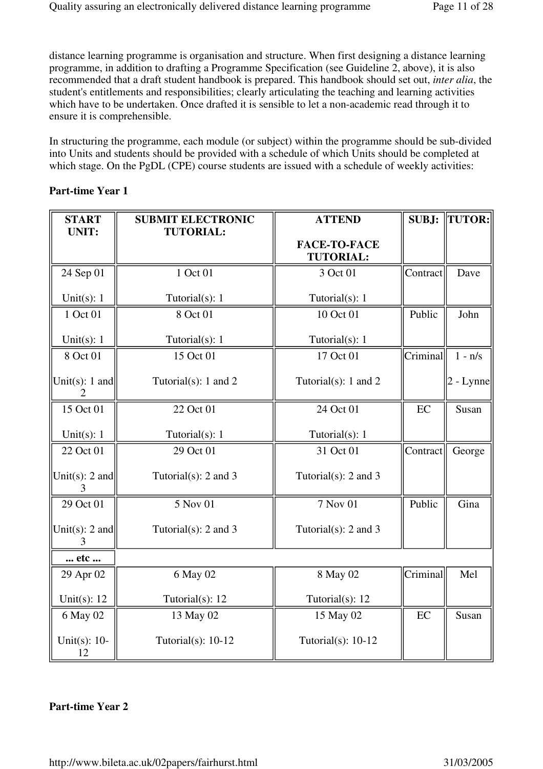distance learning programme is organisation and structure. When first designing a distance learning programme, in addition to drafting a Programme Specification (see Guideline 2, above), it is also recommended that a draft student handbook is prepared. This handbook should set out, *inter alia*, the student's entitlements and responsibilities; clearly articulating the teaching and learning activities which have to be undertaken. Once drafted it is sensible to let a non-academic read through it to ensure it is comprehensible.

In structuring the programme, each module (or subject) within the programme should be sub-divided into Units and students should be provided with a schedule of which Units should be completed at which stage. On the PgDL (CPE) course students are issued with a schedule of weekly activities:

**Part-time Year 1**

| START UNIT: | SUBMIT ELECTRONIC TUTORIAL: | ATTEND FACE-TO-FACE TUTORIAL: | SUBJ: | TUTOR: |
|---|---|---|---|---|
| 24 Sep 01<br>Unit(s): 1 | 1 Oct 01<br>Tutorial(s): 1 | 3 Oct 01<br>Tutorial(s): 1 | Contract | Dave |
| 1 Oct 01<br>Unit(s): 1 | 8 Oct 01<br>Tutorial(s): 1 | 10 Oct 01<br>Tutorial(s): 1 | Public | John |
| 8 Oct 01<br>Unit(s): 1 and 2 | 15 Oct 01<br>Tutorial(s): 1 and 2 | 17 Oct 01<br>Tutorial(s): 1 and 2 | Criminal | 1 - n/s<br>2 - Lynne |
| 15 Oct 01<br>Unit(s): 1 | 22 Oct 01<br>Tutorial(s): 1 | 24 Oct 01<br>Tutorial(s): 1 | EC | Susan |
| 22 Oct 01<br>Unit(s): 2 and 3 | 29 Oct 01<br>Tutorial(s): 2 and 3 | 31 Oct 01<br>Tutorial(s): 2 and 3 | Contract | George |
| 29 Oct 01<br>Unit(s): 2 and 3 | 5 Nov 01<br>Tutorial(s): 2 and 3 | 7 Nov 01<br>Tutorial(s): 2 and 3 | Public | Gina |
| **... etc ...** | | | | |
| 29 Apr 02<br>Unit(s): 12 | 6 May 02<br>Tutorial(s): 12 | 8 May 02<br>Tutorial(s): 12 | Criminal | Mel |
| 6 May 02<br>Unit(s): 10-12 | 13 May 02<br>Tutorial(s): 10-12 | 15 May 02<br>Tutorial(s): 10-12 | EC | Susan |

**Part-time Year 2**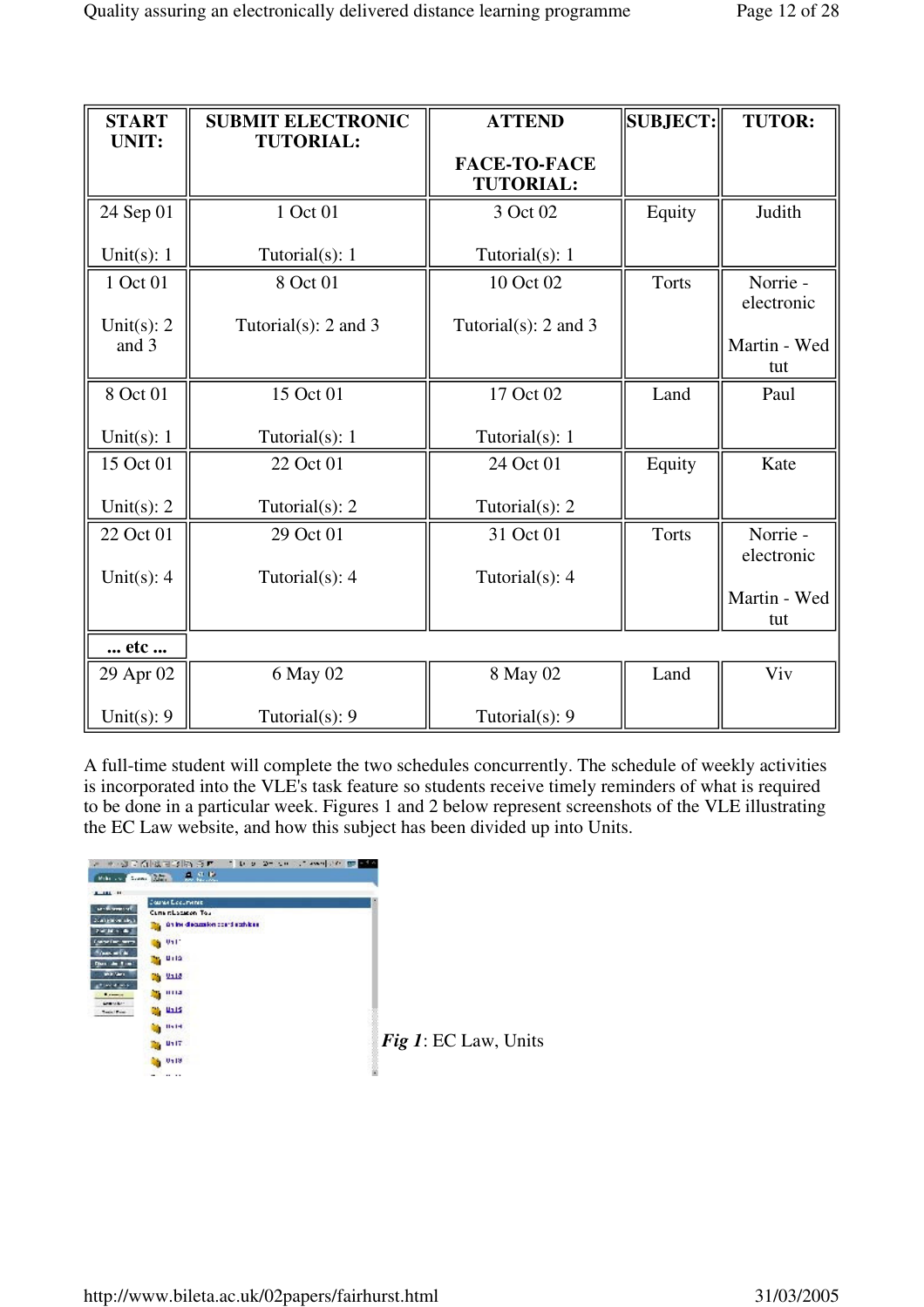| START UNIT: | SUBMIT ELECTRONIC TUTORIAL: | ATTEND FACE-TO-FACE TUTORIAL: | SUBJECT: | TUTOR: |
|---|---|---|---|---|
| 24 Sep 01 Unit(s): 1 | 1 Oct 01 Tutorial(s): 1 | 3 Oct 02 Tutorial(s): 1 | Equity | Judith |
| 1 Oct 01 Unit(s): 2 and 3 | 8 Oct 01 Tutorial(s): 2 and 3 | 10 Oct 02 Tutorial(s): 2 and 3 | Torts | Norrie - electronic Martin - Wed tut |
| 8 Oct 01 Unit(s): 1 | 15 Oct 01 Tutorial(s): 1 | 17 Oct 02 Tutorial(s): 1 | Land | Paul |
| 15 Oct 01 Unit(s): 2 | 22 Oct 01 Tutorial(s): 2 | 24 Oct 01 Tutorial(s): 2 | Equity | Kate |
| 22 Oct 01 Unit(s): 4 | 29 Oct 01 Tutorial(s): 4 | 31 Oct 01 Tutorial(s): 4 | Torts | Norrie - electronic Martin - Wed tut |
| **... etc ...** | | | | |
| 29 Apr 02 Unit(s): 9 | 6 May 02 Tutorial(s): 9 | 8 May 02 Tutorial(s): 9 | Land | Viv |

A full-time student will complete the two schedules concurrently. The schedule of weekly activities is incorporated into the VLE's task feature so students receive timely reminders of what is required to be done in a particular week. Figures 1 and 2 below represent screenshots of the VLE illustrating the EC Law website, and how this subject has been divided up into Units.

***Fig 1***: EC Law, Units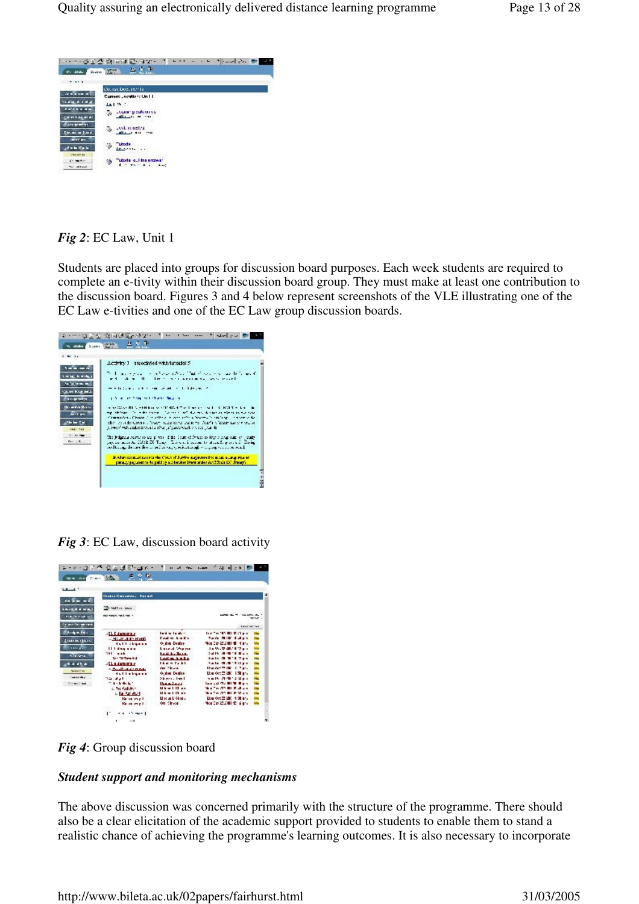*Fig 2*: EC Law, Unit 1

Students are placed into groups for discussion board purposes. Each week students are required to complete an e-tivity within their discussion board group. They must make at least one contribution to the discussion board. Figures 3 and 4 below represent screenshots of the VLE illustrating one of the EC Law e-tivities and one of the EC Law group discussion boards.

*Fig 3*: EC Law, discussion board activity

*Fig 4*: Group discussion board

***Student support and monitoring mechanisms***

The above discussion was concerned primarily with the structure of the programme. There should also be a clear elicitation of the academic support provided to students to enable them to stand a realistic chance of achieving the programme's learning outcomes. It is also necessary to incorporate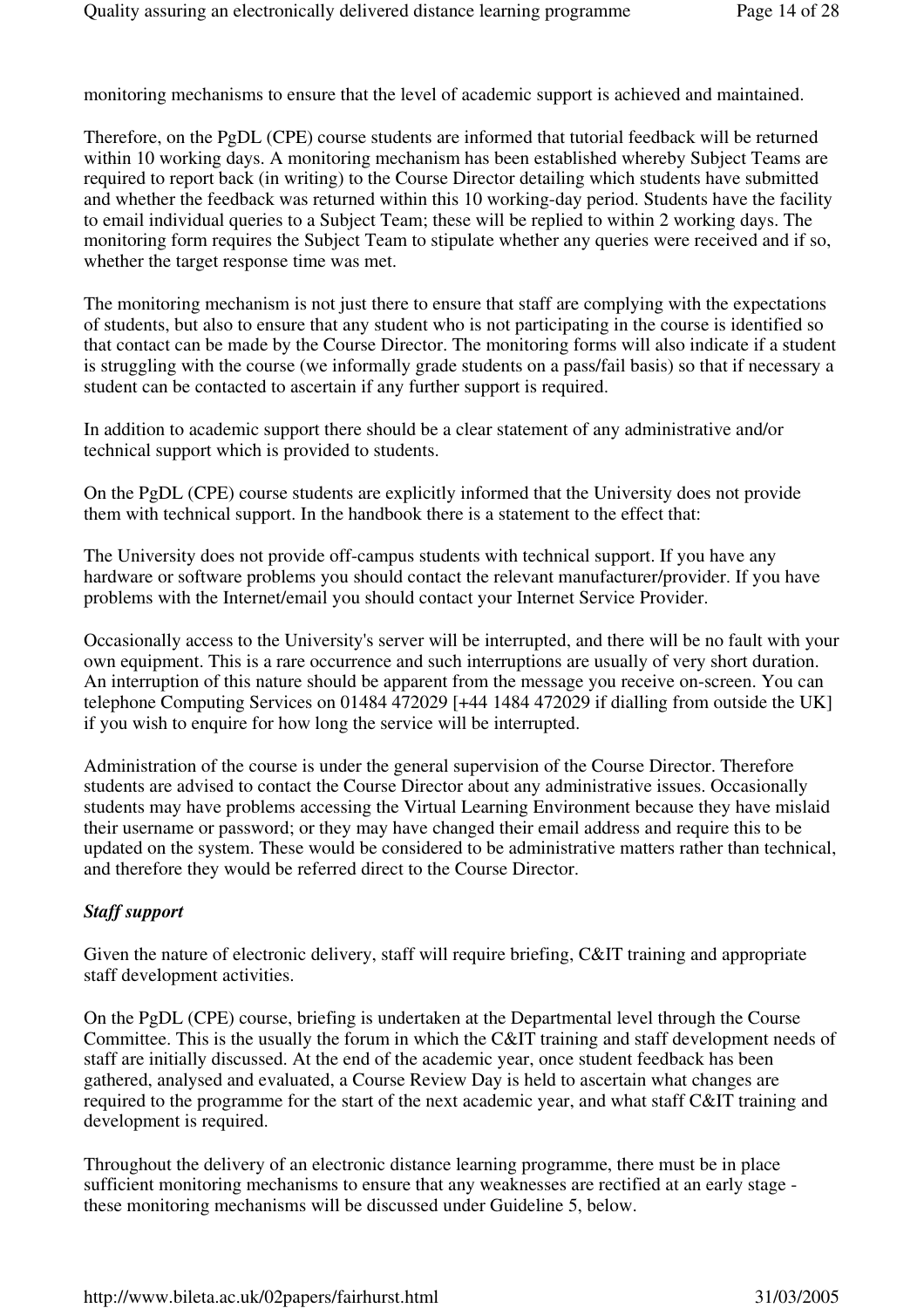monitoring mechanisms to ensure that the level of academic support is achieved and maintained.

Therefore, on the PgDL (CPE) course students are informed that tutorial feedback will be returned within 10 working days. A monitoring mechanism has been established whereby Subject Teams are required to report back (in writing) to the Course Director detailing which students have submitted and whether the feedback was returned within this 10 working-day period. Students have the facility to email individual queries to a Subject Team; these will be replied to within 2 working days. The monitoring form requires the Subject Team to stipulate whether any queries were received and if so, whether the target response time was met.

The monitoring mechanism is not just there to ensure that staff are complying with the expectations of students, but also to ensure that any student who is not participating in the course is identified so that contact can be made by the Course Director. The monitoring forms will also indicate if a student is struggling with the course (we informally grade students on a pass/fail basis) so that if necessary a student can be contacted to ascertain if any further support is required.

In addition to academic support there should be a clear statement of any administrative and/or technical support which is provided to students.

On the PgDL (CPE) course students are explicitly informed that the University does not provide them with technical support. In the handbook there is a statement to the effect that:

The University does not provide off-campus students with technical support. If you have any hardware or software problems you should contact the relevant manufacturer/provider. If you have problems with the Internet/email you should contact your Internet Service Provider.

Occasionally access to the University's server will be interrupted, and there will be no fault with your own equipment. This is a rare occurrence and such interruptions are usually of very short duration. An interruption of this nature should be apparent from the message you receive on-screen. You can telephone Computing Services on 01484 472029 [+44 1484 472029 if dialling from outside the UK] if you wish to enquire for how long the service will be interrupted.

Administration of the course is under the general supervision of the Course Director. Therefore students are advised to contact the Course Director about any administrative issues. Occasionally students may have problems accessing the Virtual Learning Environment because they have mislaid their username or password; or they may have changed their email address and require this to be updated on the system. These would be considered to be administrative matters rather than technical, and therefore they would be referred direct to the Course Director.

***Staff support***

Given the nature of electronic delivery, staff will require briefing, C&IT training and appropriate staff development activities.

On the PgDL (CPE) course, briefing is undertaken at the Departmental level through the Course Committee. This is the usually the forum in which the C&IT training and staff development needs of staff are initially discussed. At the end of the academic year, once student feedback has been gathered, analysed and evaluated, a Course Review Day is held to ascertain what changes are required to the programme for the start of the next academic year, and what staff C&IT training and development is required.

Throughout the delivery of an electronic distance learning programme, there must be in place sufficient monitoring mechanisms to ensure that any weaknesses are rectified at an early stage - these monitoring mechanisms will be discussed under Guideline 5, below.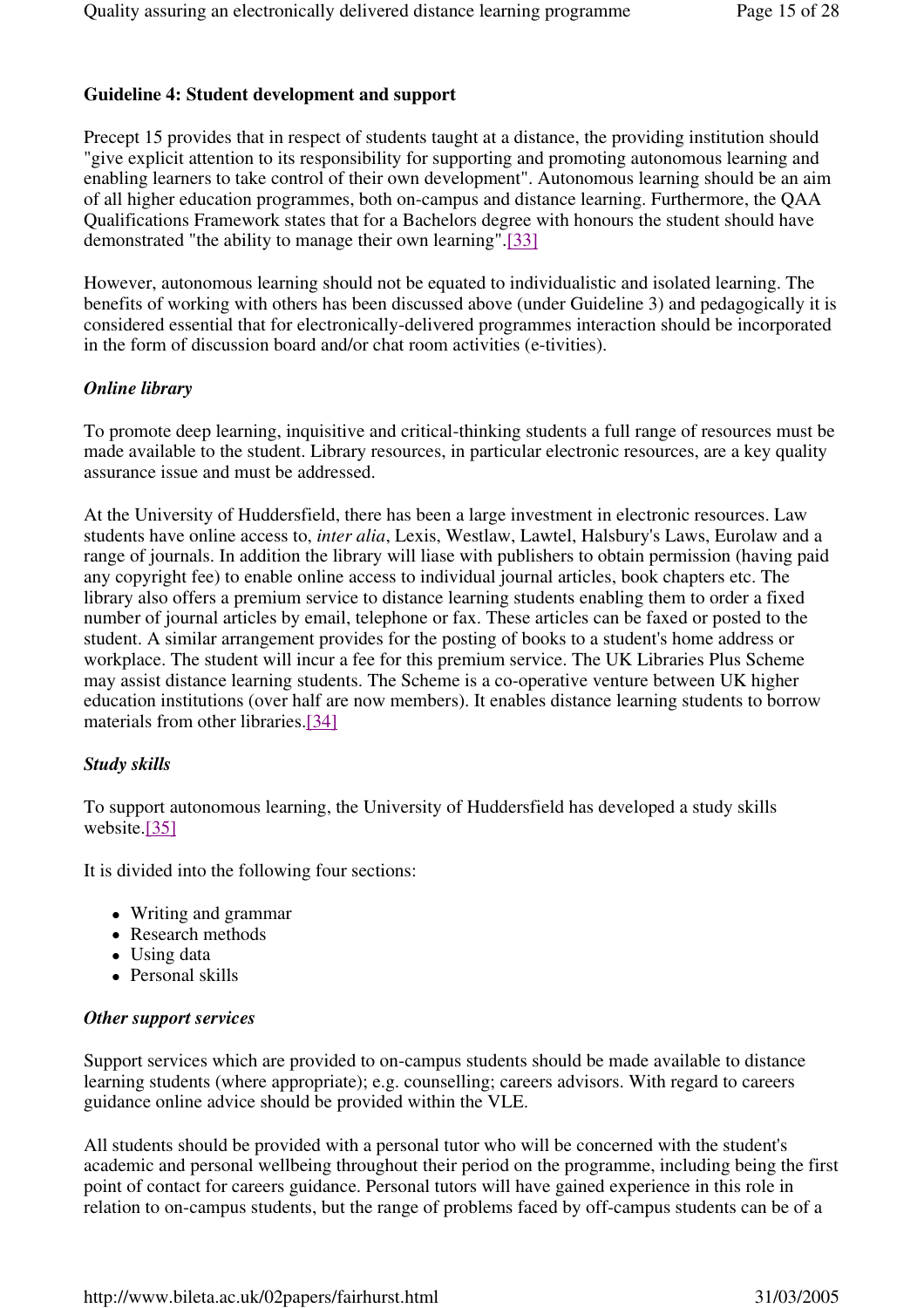### Guideline 4: Student development and support

Precept 15 provides that in respect of students taught at a distance, the providing institution should "give explicit attention to its responsibility for supporting and promoting autonomous learning and enabling learners to take control of their own development". Autonomous learning should be an aim of all higher education programmes, both on-campus and distance learning. Furthermore, the QAA Qualifications Framework states that for a Bachelors degree with honours the student should have demonstrated "the ability to manage their own learning".[33]

However, autonomous learning should not be equated to individualistic and isolated learning. The benefits of working with others has been discussed above (under Guideline 3) and pedagogically it is considered essential that for electronically-delivered programmes interaction should be incorporated in the form of discussion board and/or chat room activities (e-tivities).

#### *Online library*

To promote deep learning, inquisitive and critical-thinking students a full range of resources must be made available to the student. Library resources, in particular electronic resources, are a key quality assurance issue and must be addressed.

At the University of Huddersfield, there has been a large investment in electronic resources. Law students have online access to, *inter alia*, Lexis, Westlaw, Lawtel, Halsbury's Laws, Eurolaw and a range of journals. In addition the library will liase with publishers to obtain permission (having paid any copyright fee) to enable online access to individual journal articles, book chapters etc. The library also offers a premium service to distance learning students enabling them to order a fixed number of journal articles by email, telephone or fax. These articles can be faxed or posted to the student. A similar arrangement provides for the posting of books to a student's home address or workplace. The student will incur a fee for this premium service. The UK Libraries Plus Scheme may assist distance learning students. The Scheme is a co-operative venture between UK higher education institutions (over half are now members). It enables distance learning students to borrow materials from other libraries.[34]

#### *Study skills*

To support autonomous learning, the University of Huddersfield has developed a study skills website.[35]

It is divided into the following four sections:

- Writing and grammar
- Research methods
- Using data
- Personal skills

#### *Other support services*

Support services which are provided to on-campus students should be made available to distance learning students (where appropriate); e.g. counselling; careers advisors. With regard to careers guidance online advice should be provided within the VLE.

All students should be provided with a personal tutor who will be concerned with the student's academic and personal wellbeing throughout their period on the programme, including being the first point of contact for careers guidance. Personal tutors will have gained experience in this role in relation to on-campus students, but the range of problems faced by off-campus students can be of a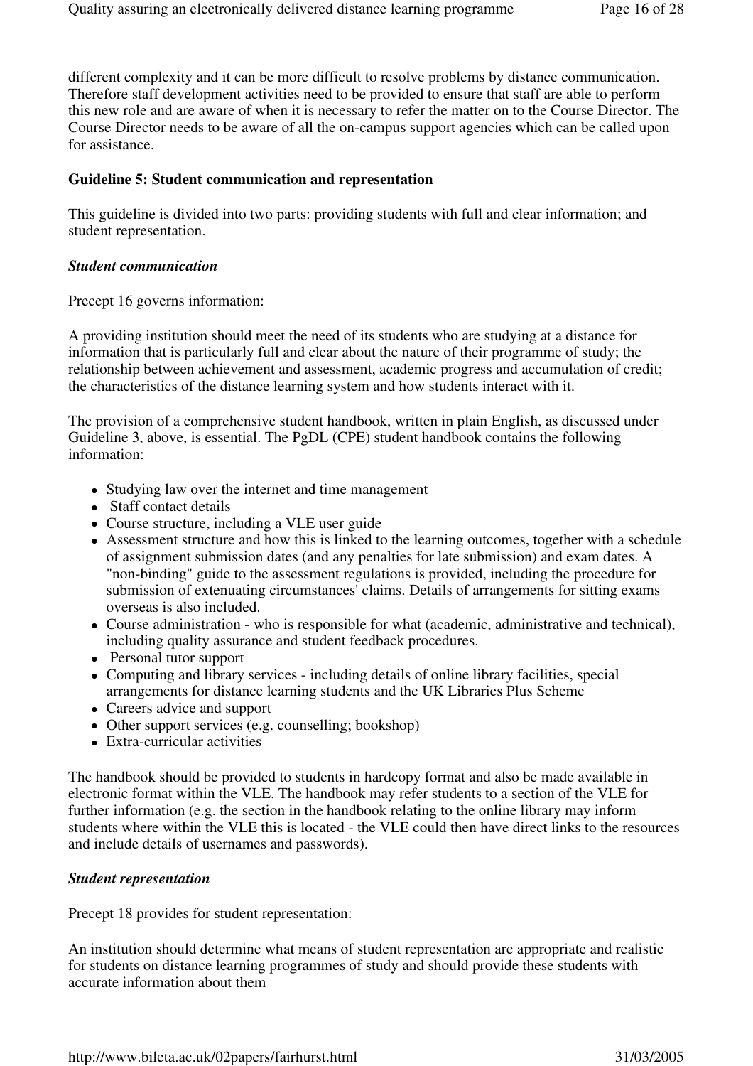different complexity and it can be more difficult to resolve problems by distance communication. Therefore staff development activities need to be provided to ensure that staff are able to perform this new role and are aware of when it is necessary to refer the matter on to the Course Director. The Course Director needs to be aware of all the on-campus support agencies which can be called upon for assistance.

**Guideline 5: Student communication and representation**

This guideline is divided into two parts: providing students with full and clear information; and student representation.

***Student communication***

Precept 16 governs information:

A providing institution should meet the need of its students who are studying at a distance for information that is particularly full and clear about the nature of their programme of study; the relationship between achievement and assessment, academic progress and accumulation of credit; the characteristics of the distance learning system and how students interact with it.

The provision of a comprehensive student handbook, written in plain English, as discussed under Guideline 3, above, is essential. The PgDL (CPE) student handbook contains the following information:

- Studying law over the internet and time management
- Staff contact details
- Course structure, including a VLE user guide
- Assessment structure and how this is linked to the learning outcomes, together with a schedule of assignment submission dates (and any penalties for late submission) and exam dates. A "non-binding" guide to the assessment regulations is provided, including the procedure for submission of extenuating circumstances' claims. Details of arrangements for sitting exams overseas is also included.
- Course administration - who is responsible for what (academic, administrative and technical), including quality assurance and student feedback procedures.
- Personal tutor support
- Computing and library services - including details of online library facilities, special arrangements for distance learning students and the UK Libraries Plus Scheme
- Careers advice and support
- Other support services (e.g. counselling; bookshop)
- Extra-curricular activities

The handbook should be provided to students in hardcopy format and also be made available in electronic format within the VLE. The handbook may refer students to a section of the VLE for further information (e.g. the section in the handbook relating to the online library may inform students where within the VLE this is located - the VLE could then have direct links to the resources and include details of usernames and passwords).

***Student representation***

Precept 18 provides for student representation:

An institution should determine what means of student representation are appropriate and realistic for students on distance learning programmes of study and should provide these students with accurate information about them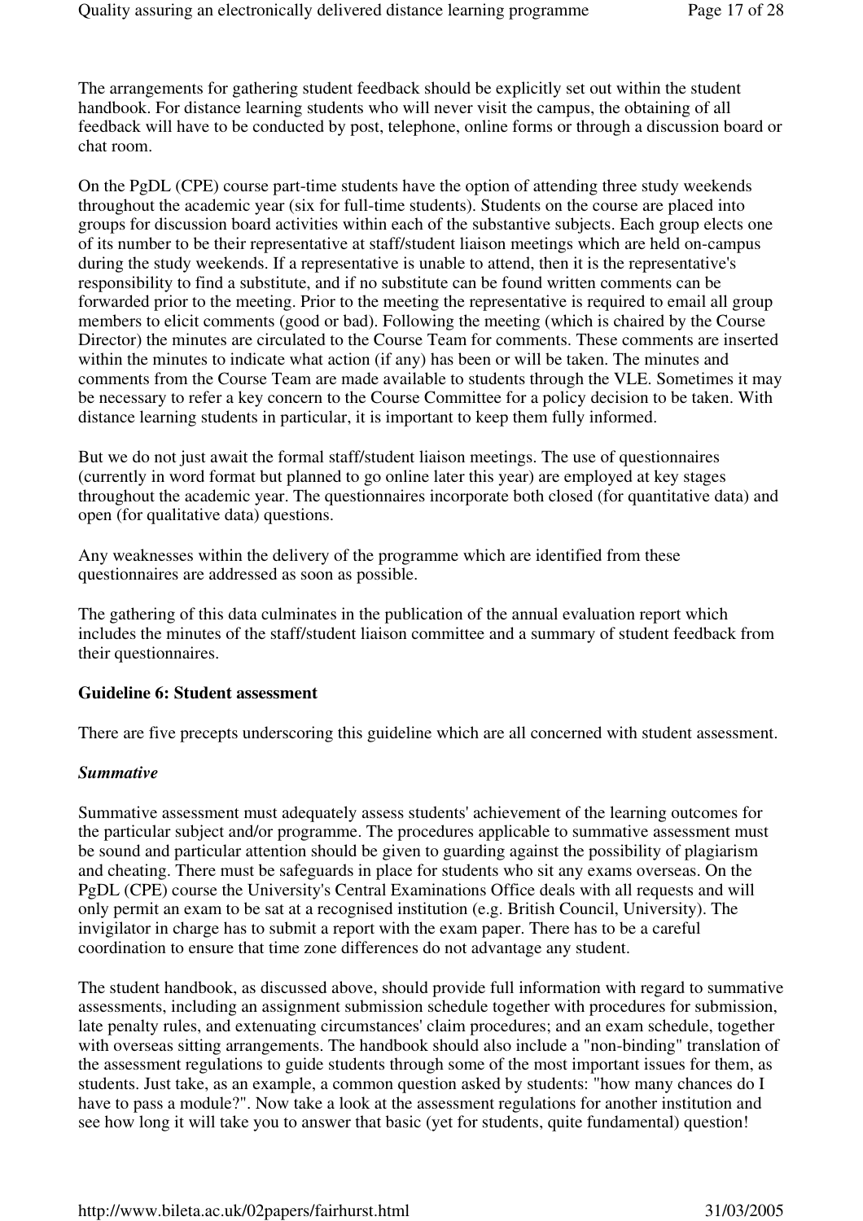The arrangements for gathering student feedback should be explicitly set out within the student handbook. For distance learning students who will never visit the campus, the obtaining of all feedback will have to be conducted by post, telephone, online forms or through a discussion board or chat room.

On the PgDL (CPE) course part-time students have the option of attending three study weekends throughout the academic year (six for full-time students). Students on the course are placed into groups for discussion board activities within each of the substantive subjects. Each group elects one of its number to be their representative at staff/student liaison meetings which are held on-campus during the study weekends. If a representative is unable to attend, then it is the representative's responsibility to find a substitute, and if no substitute can be found written comments can be forwarded prior to the meeting. Prior to the meeting the representative is required to email all group members to elicit comments (good or bad). Following the meeting (which is chaired by the Course Director) the minutes are circulated to the Course Team for comments. These comments are inserted within the minutes to indicate what action (if any) has been or will be taken. The minutes and comments from the Course Team are made available to students through the VLE. Sometimes it may be necessary to refer a key concern to the Course Committee for a policy decision to be taken. With distance learning students in particular, it is important to keep them fully informed.

But we do not just await the formal staff/student liaison meetings. The use of questionnaires (currently in word format but planned to go online later this year) are employed at key stages throughout the academic year. The questionnaires incorporate both closed (for quantitative data) and open (for qualitative data) questions.

Any weaknesses within the delivery of the programme which are identified from these questionnaires are addressed as soon as possible.

The gathering of this data culminates in the publication of the annual evaluation report which includes the minutes of the staff/student liaison committee and a summary of student feedback from their questionnaires.

**Guideline 6: Student assessment**

There are five precepts underscoring this guideline which are all concerned with student assessment.

***Summative***

Summative assessment must adequately assess students' achievement of the learning outcomes for the particular subject and/or programme. The procedures applicable to summative assessment must be sound and particular attention should be given to guarding against the possibility of plagiarism and cheating. There must be safeguards in place for students who sit any exams overseas. On the PgDL (CPE) course the University's Central Examinations Office deals with all requests and will only permit an exam to be sat at a recognised institution (e.g. British Council, University). The invigilator in charge has to submit a report with the exam paper. There has to be a careful coordination to ensure that time zone differences do not advantage any student.

The student handbook, as discussed above, should provide full information with regard to summative assessments, including an assignment submission schedule together with procedures for submission, late penalty rules, and extenuating circumstances' claim procedures; and an exam schedule, together with overseas sitting arrangements. The handbook should also include a "non-binding" translation of the assessment regulations to guide students through some of the most important issues for them, as students. Just take, as an example, a common question asked by students: "how many chances do I have to pass a module?". Now take a look at the assessment regulations for another institution and see how long it will take you to answer that basic (yet for students, quite fundamental) question!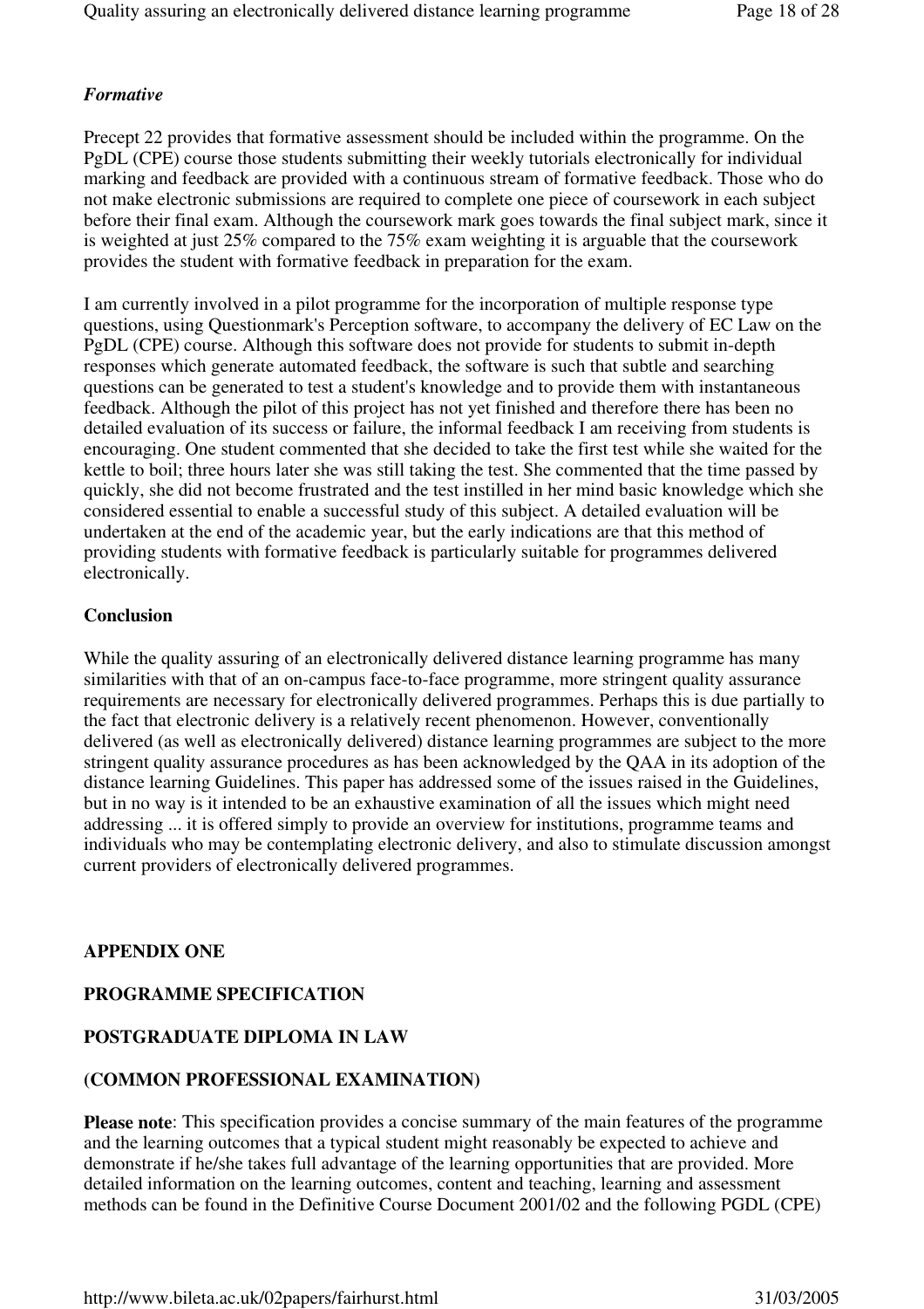### *Formative*

Precept 22 provides that formative assessment should be included within the programme. On the PgDL (CPE) course those students submitting their weekly tutorials electronically for individual marking and feedback are provided with a continuous stream of formative feedback. Those who do not make electronic submissions are required to complete one piece of coursework in each subject before their final exam. Although the coursework mark goes towards the final subject mark, since it is weighted at just 25% compared to the 75% exam weighting it is arguable that the coursework provides the student with formative feedback in preparation for the exam.

I am currently involved in a pilot programme for the incorporation of multiple response type questions, using Questionmark's Perception software, to accompany the delivery of EC Law on the PgDL (CPE) course. Although this software does not provide for students to submit in-depth responses which generate automated feedback, the software is such that subtle and searching questions can be generated to test a student's knowledge and to provide them with instantaneous feedback. Although the pilot of this project has not yet finished and therefore there has been no detailed evaluation of its success or failure, the informal feedback I am receiving from students is encouraging. One student commented that she decided to take the first test while she waited for the kettle to boil; three hours later she was still taking the test. She commented that the time passed by quickly, she did not become frustrated and the test instilled in her mind basic knowledge which she considered essential to enable a successful study of this subject. A detailed evaluation will be undertaken at the end of the academic year, but the early indications are that this method of providing students with formative feedback is particularly suitable for programmes delivered electronically.

## Conclusion

While the quality assuring of an electronically delivered distance learning programme has many similarities with that of an on-campus face-to-face programme, more stringent quality assurance requirements are necessary for electronically delivered programmes. Perhaps this is due partially to the fact that electronic delivery is a relatively recent phenomenon. However, conventionally delivered (as well as electronically delivered) distance learning programmes are subject to the more stringent quality assurance procedures as has been acknowledged by the QAA in its adoption of the distance learning Guidelines. This paper has addressed some of the issues raised in the Guidelines, but in no way is it intended to be an exhaustive examination of all the issues which might need addressing ... it is offered simply to provide an overview for institutions, programme teams and individuals who may be contemplating electronic delivery, and also to stimulate discussion amongst current providers of electronically delivered programmes.

## APPENDIX ONE

## PROGRAMME SPECIFICATION

## POSTGRADUATE DIPLOMA IN LAW

## (COMMON PROFESSIONAL EXAMINATION)

**Please note**: This specification provides a concise summary of the main features of the programme and the learning outcomes that a typical student might reasonably be expected to achieve and demonstrate if he/she takes full advantage of the learning opportunities that are provided. More detailed information on the learning outcomes, content and teaching, learning and assessment methods can be found in the Definitive Course Document 2001/02 and the following PGDL (CPE)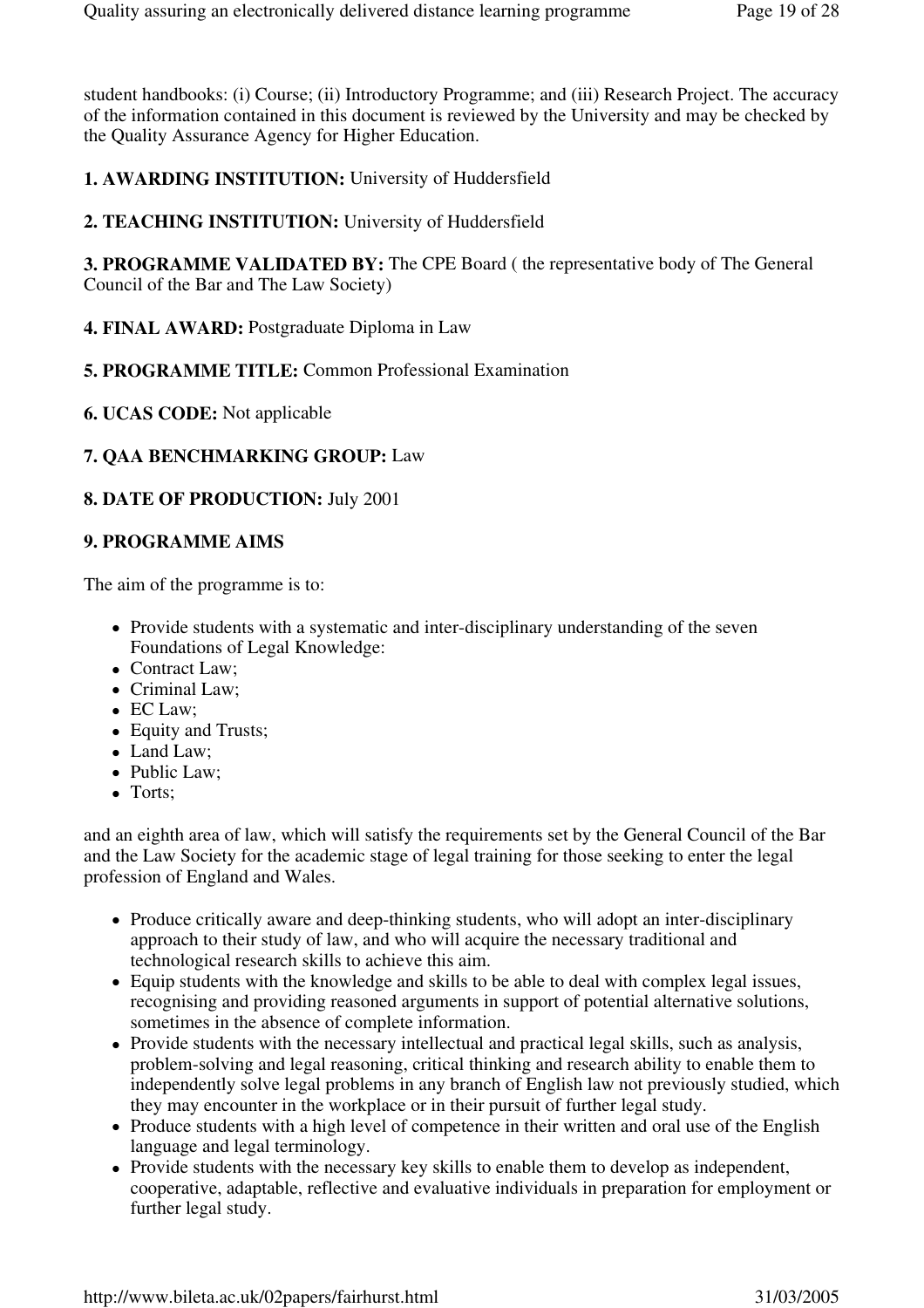student handbooks: (i) Course; (ii) Introductory Programme; and (iii) Research Project. The accuracy of the information contained in this document is reviewed by the University and may be checked by the Quality Assurance Agency for Higher Education.

**1. AWARDING INSTITUTION:** University of Huddersfield

**2. TEACHING INSTITUTION:** University of Huddersfield

**3. PROGRAMME VALIDATED BY:** The CPE Board ( the representative body of The General Council of the Bar and The Law Society)

**4. FINAL AWARD:** Postgraduate Diploma in Law

**5. PROGRAMME TITLE:** Common Professional Examination

**6. UCAS CODE:** Not applicable

**7. QAA BENCHMARKING GROUP:** Law

**8. DATE OF PRODUCTION:** July 2001

**9. PROGRAMME AIMS**

The aim of the programme is to:

- Provide students with a systematic and inter-disciplinary understanding of the seven Foundations of Legal Knowledge:
- Contract Law;
- Criminal Law;
- EC Law;
- Equity and Trusts;
- Land Law;
- Public Law;
- Torts;

and an eighth area of law, which will satisfy the requirements set by the General Council of the Bar and the Law Society for the academic stage of legal training for those seeking to enter the legal profession of England and Wales.

- Produce critically aware and deep-thinking students, who will adopt an inter-disciplinary approach to their study of law, and who will acquire the necessary traditional and technological research skills to achieve this aim.
- Equip students with the knowledge and skills to be able to deal with complex legal issues, recognising and providing reasoned arguments in support of potential alternative solutions, sometimes in the absence of complete information.
- Provide students with the necessary intellectual and practical legal skills, such as analysis, problem-solving and legal reasoning, critical thinking and research ability to enable them to independently solve legal problems in any branch of English law not previously studied, which they may encounter in the workplace or in their pursuit of further legal study.
- Produce students with a high level of competence in their written and oral use of the English language and legal terminology.
- Provide students with the necessary key skills to enable them to develop as independent, cooperative, adaptable, reflective and evaluative individuals in preparation for employment or further legal study.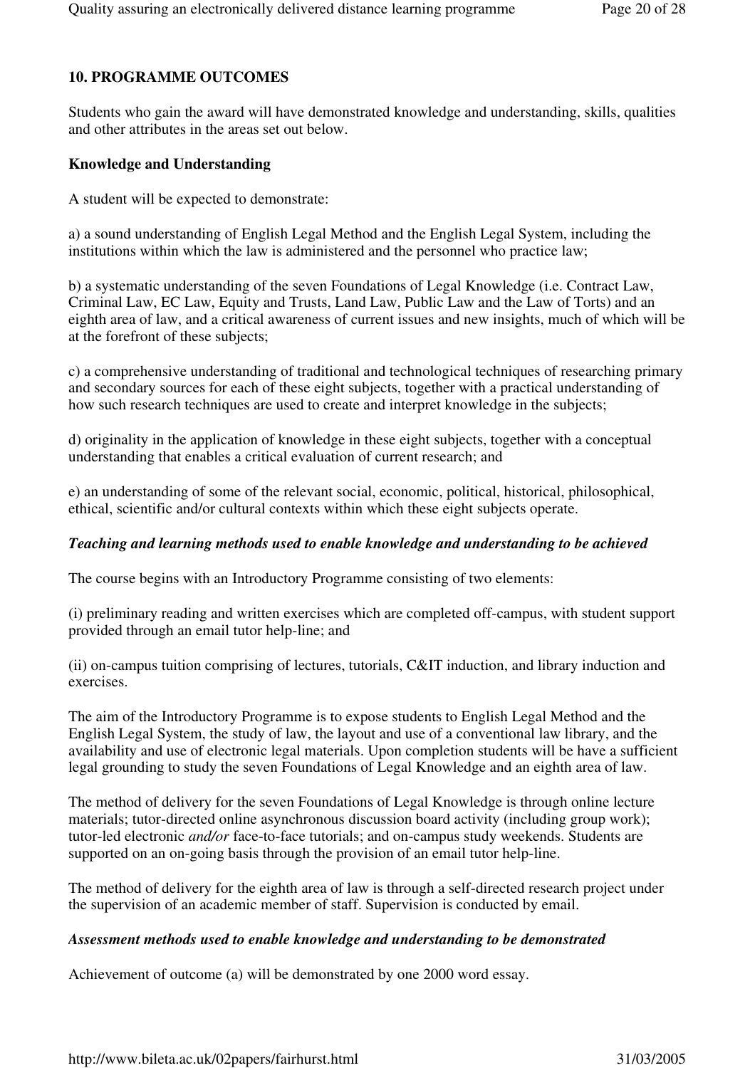**10. PROGRAMME OUTCOMES**

Students who gain the award will have demonstrated knowledge and understanding, skills, qualities and other attributes in the areas set out below.

**Knowledge and Understanding**

A student will be expected to demonstrate:

a) a sound understanding of English Legal Method and the English Legal System, including the institutions within which the law is administered and the personnel who practice law;

b) a systematic understanding of the seven Foundations of Legal Knowledge (i.e. Contract Law, Criminal Law, EC Law, Equity and Trusts, Land Law, Public Law and the Law of Torts) and an eighth area of law, and a critical awareness of current issues and new insights, much of which will be at the forefront of these subjects;

c) a comprehensive understanding of traditional and technological techniques of researching primary and secondary sources for each of these eight subjects, together with a practical understanding of how such research techniques are used to create and interpret knowledge in the subjects;

d) originality in the application of knowledge in these eight subjects, together with a conceptual understanding that enables a critical evaluation of current research; and

e) an understanding of some of the relevant social, economic, political, historical, philosophical, ethical, scientific and/or cultural contexts within which these eight subjects operate.

***Teaching and learning methods used to enable knowledge and understanding to be achieved***

The course begins with an Introductory Programme consisting of two elements:

(i) preliminary reading and written exercises which are completed off-campus, with student support provided through an email tutor help-line; and

(ii) on-campus tuition comprising of lectures, tutorials, C&IT induction, and library induction and exercises.

The aim of the Introductory Programme is to expose students to English Legal Method and the English Legal System, the study of law, the layout and use of a conventional law library, and the availability and use of electronic legal materials. Upon completion students will be have a sufficient legal grounding to study the seven Foundations of Legal Knowledge and an eighth area of law.

The method of delivery for the seven Foundations of Legal Knowledge is through online lecture materials; tutor-directed online asynchronous discussion board activity (including group work); tutor-led electronic *and/or* face-to-face tutorials; and on-campus study weekends. Students are supported on an on-going basis through the provision of an email tutor help-line.

The method of delivery for the eighth area of law is through a self-directed research project under the supervision of an academic member of staff. Supervision is conducted by email.

***Assessment methods used to enable knowledge and understanding to be demonstrated***

Achievement of outcome (a) will be demonstrated by one 2000 word essay.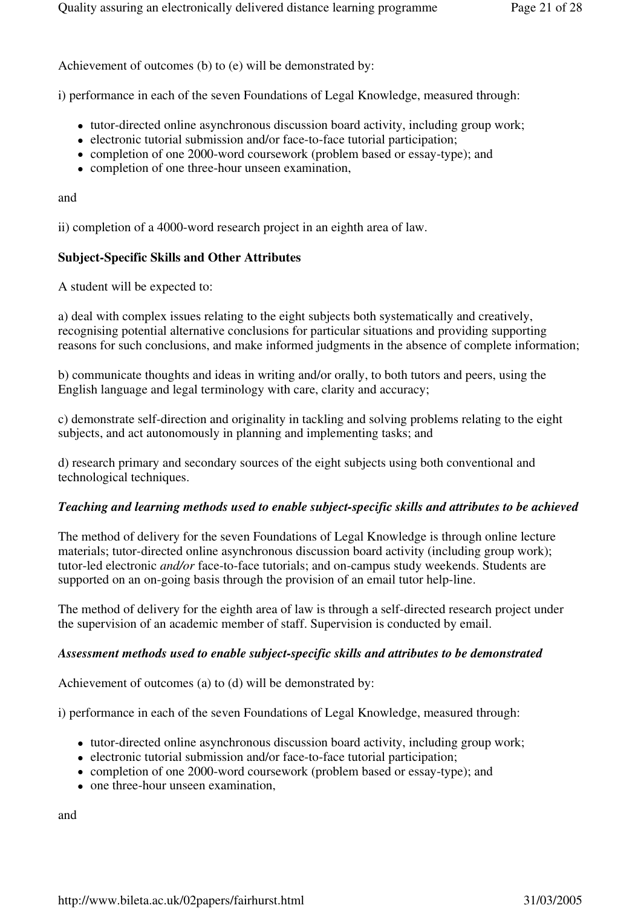Achievement of outcomes (b) to (e) will be demonstrated by:

i) performance in each of the seven Foundations of Legal Knowledge, measured through:

- tutor-directed online asynchronous discussion board activity, including group work;
- electronic tutorial submission and/or face-to-face tutorial participation;
- completion of one 2000-word coursework (problem based or essay-type); and
- completion of one three-hour unseen examination,

and

ii) completion of a 4000-word research project in an eighth area of law.

**Subject-Specific Skills and Other Attributes**

A student will be expected to:

a) deal with complex issues relating to the eight subjects both systematically and creatively, recognising potential alternative conclusions for particular situations and providing supporting reasons for such conclusions, and make informed judgments in the absence of complete information;

b) communicate thoughts and ideas in writing and/or orally, to both tutors and peers, using the English language and legal terminology with care, clarity and accuracy;

c) demonstrate self-direction and originality in tackling and solving problems relating to the eight subjects, and act autonomously in planning and implementing tasks; and

d) research primary and secondary sources of the eight subjects using both conventional and technological techniques.

***Teaching and learning methods used to enable subject-specific skills and attributes to be achieved***

The method of delivery for the seven Foundations of Legal Knowledge is through online lecture materials; tutor-directed online asynchronous discussion board activity (including group work); tutor-led electronic *and/or* face-to-face tutorials; and on-campus study weekends. Students are supported on an on-going basis through the provision of an email tutor help-line.

The method of delivery for the eighth area of law is through a self-directed research project under the supervision of an academic member of staff. Supervision is conducted by email.

***Assessment methods used to enable subject-specific skills and attributes to be demonstrated***

Achievement of outcomes (a) to (d) will be demonstrated by:

i) performance in each of the seven Foundations of Legal Knowledge, measured through:

- tutor-directed online asynchronous discussion board activity, including group work;
- electronic tutorial submission and/or face-to-face tutorial participation;
- completion of one 2000-word coursework (problem based or essay-type); and
- one three-hour unseen examination,

and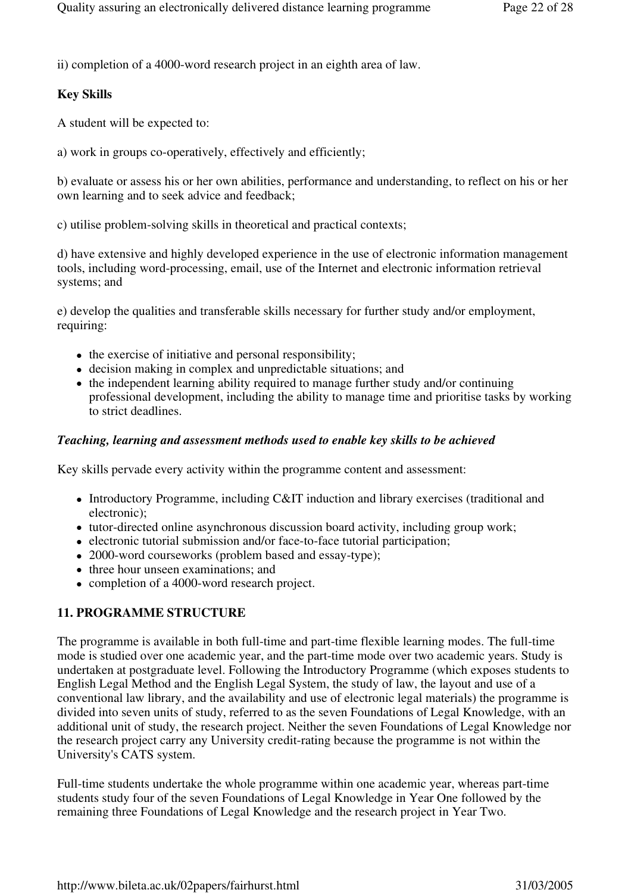ii) completion of a 4000-word research project in an eighth area of law.

**Key Skills**

A student will be expected to:

a) work in groups co-operatively, effectively and efficiently;

b) evaluate or assess his or her own abilities, performance and understanding, to reflect on his or her own learning and to seek advice and feedback;

c) utilise problem-solving skills in theoretical and practical contexts;

d) have extensive and highly developed experience in the use of electronic information management tools, including word-processing, email, use of the Internet and electronic information retrieval systems; and

e) develop the qualities and transferable skills necessary for further study and/or employment, requiring:

- the exercise of initiative and personal responsibility;
- decision making in complex and unpredictable situations; and
- the independent learning ability required to manage further study and/or continuing professional development, including the ability to manage time and prioritise tasks by working to strict deadlines.

***Teaching, learning and assessment methods used to enable key skills to be achieved***

Key skills pervade every activity within the programme content and assessment:

- Introductory Programme, including C&IT induction and library exercises (traditional and electronic);
- tutor-directed online asynchronous discussion board activity, including group work;
- electronic tutorial submission and/or face-to-face tutorial participation;
- 2000-word courseworks (problem based and essay-type);
- three hour unseen examinations; and
- completion of a 4000-word research project.

**11. PROGRAMME STRUCTURE**

The programme is available in both full-time and part-time flexible learning modes. The full-time mode is studied over one academic year, and the part-time mode over two academic years. Study is undertaken at postgraduate level. Following the Introductory Programme (which exposes students to English Legal Method and the English Legal System, the study of law, the layout and use of a conventional law library, and the availability and use of electronic legal materials) the programme is divided into seven units of study, referred to as the seven Foundations of Legal Knowledge, with an additional unit of study, the research project. Neither the seven Foundations of Legal Knowledge nor the research project carry any University credit-rating because the programme is not within the University's CATS system.

Full-time students undertake the whole programme within one academic year, whereas part-time students study four of the seven Foundations of Legal Knowledge in Year One followed by the remaining three Foundations of Legal Knowledge and the research project in Year Two.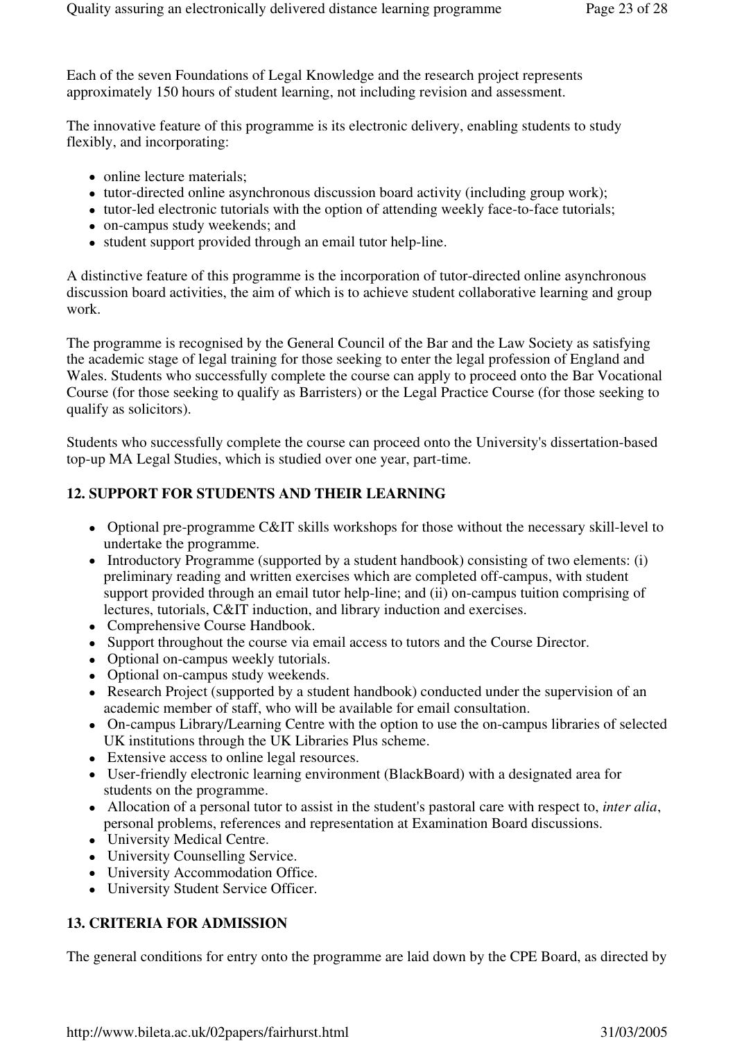Each of the seven Foundations of Legal Knowledge and the research project represents approximately 150 hours of student learning, not including revision and assessment.

The innovative feature of this programme is its electronic delivery, enabling students to study flexibly, and incorporating:

- online lecture materials;
- tutor-directed online asynchronous discussion board activity (including group work);
- tutor-led electronic tutorials with the option of attending weekly face-to-face tutorials;
- on-campus study weekends; and
- student support provided through an email tutor help-line.

A distinctive feature of this programme is the incorporation of tutor-directed online asynchronous discussion board activities, the aim of which is to achieve student collaborative learning and group work.

The programme is recognised by the General Council of the Bar and the Law Society as satisfying the academic stage of legal training for those seeking to enter the legal profession of England and Wales. Students who successfully complete the course can apply to proceed onto the Bar Vocational Course (for those seeking to qualify as Barristers) or the Legal Practice Course (for those seeking to qualify as solicitors).

Students who successfully complete the course can proceed onto the University's dissertation-based top-up MA Legal Studies, which is studied over one year, part-time.

## 12. SUPPORT FOR STUDENTS AND THEIR LEARNING

- Optional pre-programme C&IT skills workshops for those without the necessary skill-level to undertake the programme.
- Introductory Programme (supported by a student handbook) consisting of two elements: (i) preliminary reading and written exercises which are completed off-campus, with student support provided through an email tutor help-line; and (ii) on-campus tuition comprising of lectures, tutorials, C&IT induction, and library induction and exercises.
- Comprehensive Course Handbook.
- Support throughout the course via email access to tutors and the Course Director.
- Optional on-campus weekly tutorials.
- Optional on-campus study weekends.
- Research Project (supported by a student handbook) conducted under the supervision of an academic member of staff, who will be available for email consultation.
- On-campus Library/Learning Centre with the option to use the on-campus libraries of selected UK institutions through the UK Libraries Plus scheme.
- Extensive access to online legal resources.
- User-friendly electronic learning environment (BlackBoard) with a designated area for students on the programme.
- Allocation of a personal tutor to assist in the student's pastoral care with respect to, *inter alia*, personal problems, references and representation at Examination Board discussions.
- University Medical Centre.
- University Counselling Service.
- University Accommodation Office.
- University Student Service Officer.

## 13. CRITERIA FOR ADMISSION

The general conditions for entry onto the programme are laid down by the CPE Board, as directed by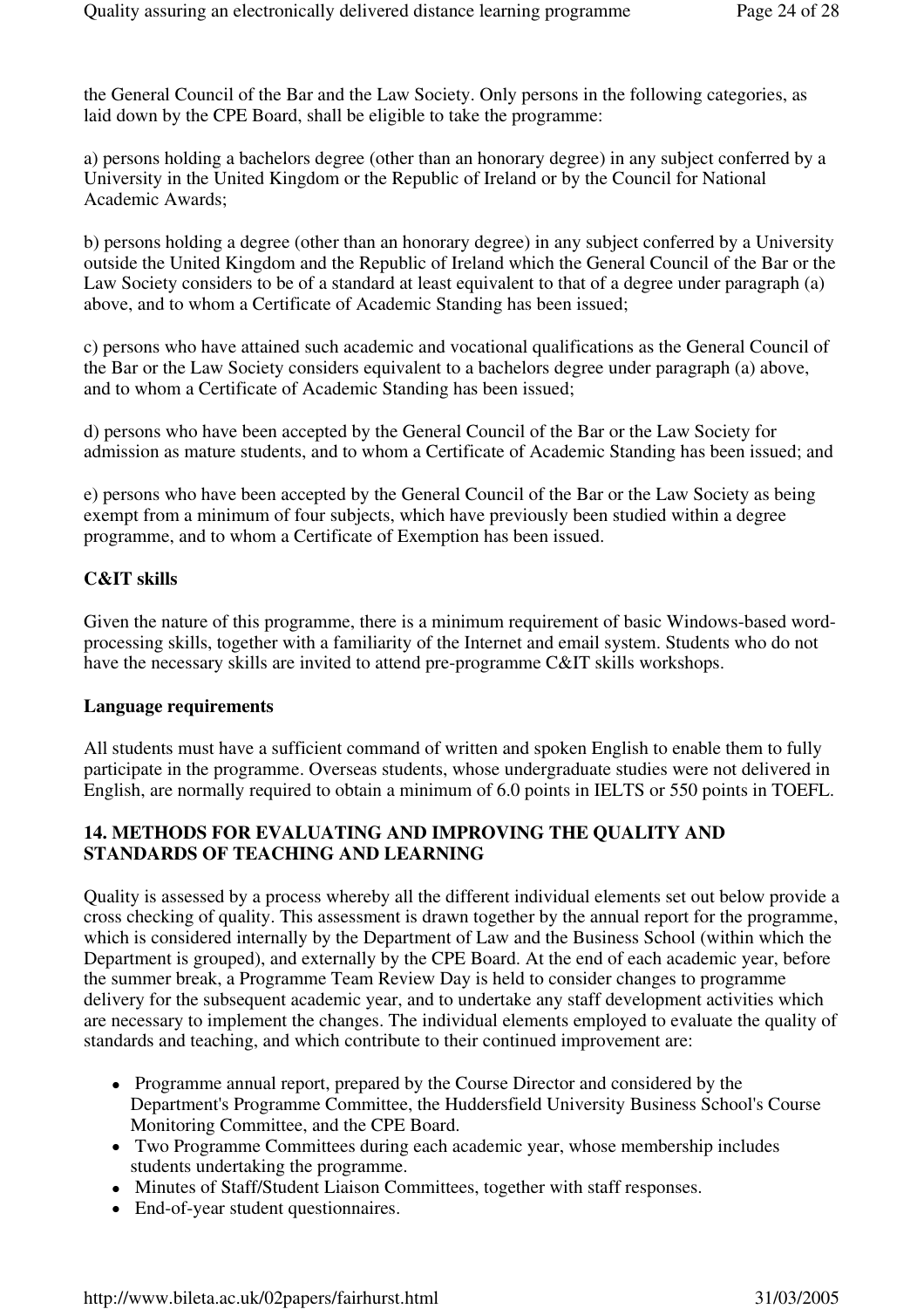the General Council of the Bar and the Law Society. Only persons in the following categories, as laid down by the CPE Board, shall be eligible to take the programme:

a) persons holding a bachelors degree (other than an honorary degree) in any subject conferred by a University in the United Kingdom or the Republic of Ireland or by the Council for National Academic Awards;

b) persons holding a degree (other than an honorary degree) in any subject conferred by a University outside the United Kingdom and the Republic of Ireland which the General Council of the Bar or the Law Society considers to be of a standard at least equivalent to that of a degree under paragraph (a) above, and to whom a Certificate of Academic Standing has been issued;

c) persons who have attained such academic and vocational qualifications as the General Council of the Bar or the Law Society considers equivalent to a bachelors degree under paragraph (a) above, and to whom a Certificate of Academic Standing has been issued;

d) persons who have been accepted by the General Council of the Bar or the Law Society for admission as mature students, and to whom a Certificate of Academic Standing has been issued; and

e) persons who have been accepted by the General Council of the Bar or the Law Society as being exempt from a minimum of four subjects, which have previously been studied within a degree programme, and to whom a Certificate of Exemption has been issued.

**C&IT skills**

Given the nature of this programme, there is a minimum requirement of basic Windows-based word-processing skills, together with a familiarity of the Internet and email system. Students who do not have the necessary skills are invited to attend pre-programme C&IT skills workshops.

**Language requirements**

All students must have a sufficient command of written and spoken English to enable them to fully participate in the programme. Overseas students, whose undergraduate studies were not delivered in English, are normally required to obtain a minimum of 6.0 points in IELTS or 550 points in TOEFL.

**14. METHODS FOR EVALUATING AND IMPROVING THE QUALITY AND STANDARDS OF TEACHING AND LEARNING**

Quality is assessed by a process whereby all the different individual elements set out below provide a cross checking of quality. This assessment is drawn together by the annual report for the programme, which is considered internally by the Department of Law and the Business School (within which the Department is grouped), and externally by the CPE Board. At the end of each academic year, before the summer break, a Programme Team Review Day is held to consider changes to programme delivery for the subsequent academic year, and to undertake any staff development activities which are necessary to implement the changes. The individual elements employed to evaluate the quality of standards and teaching, and which contribute to their continued improvement are:

- Programme annual report, prepared by the Course Director and considered by the Department's Programme Committee, the Huddersfield University Business School's Course Monitoring Committee, and the CPE Board.
- Two Programme Committees during each academic year, whose membership includes students undertaking the programme.
- Minutes of Staff/Student Liaison Committees, together with staff responses.
- End-of-year student questionnaires.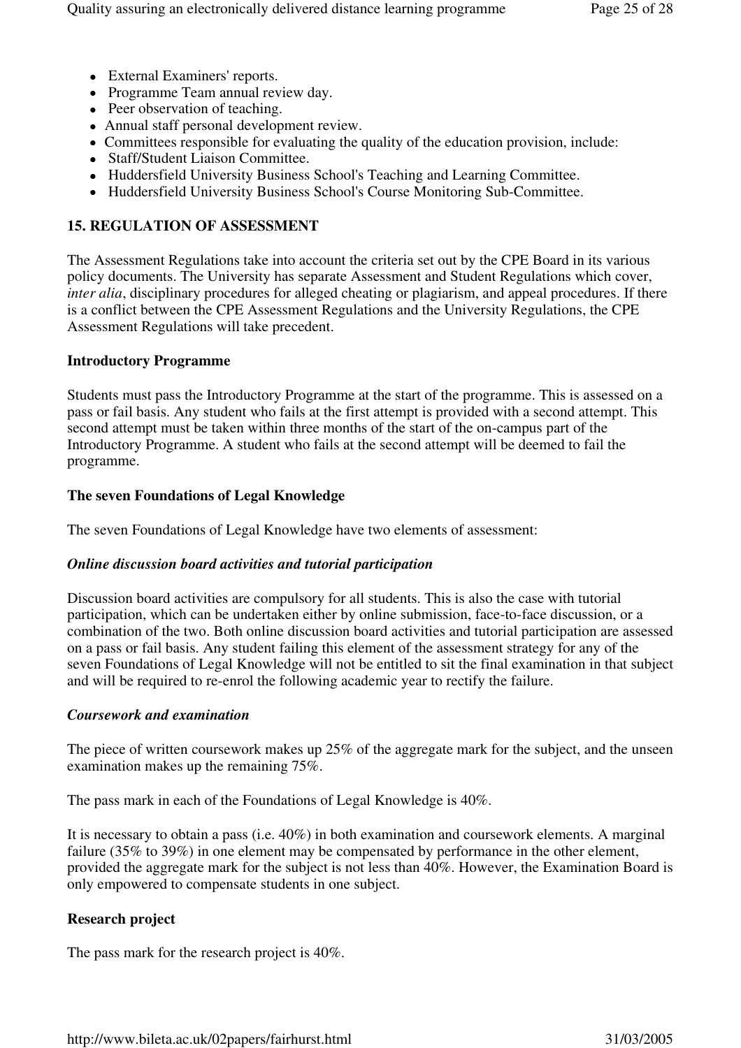- External Examiners' reports.
- Programme Team annual review day.
- Peer observation of teaching.
- Annual staff personal development review.
- Committees responsible for evaluating the quality of the education provision, include:
- Staff/Student Liaison Committee.
- Huddersfield University Business School's Teaching and Learning Committee.
- Huddersfield University Business School's Course Monitoring Sub-Committee.

## 15. REGULATION OF ASSESSMENT

The Assessment Regulations take into account the criteria set out by the CPE Board in its various policy documents. The University has separate Assessment and Student Regulations which cover, *inter alia*, disciplinary procedures for alleged cheating or plagiarism, and appeal procedures. If there is a conflict between the CPE Assessment Regulations and the University Regulations, the CPE Assessment Regulations will take precedent.

### Introductory Programme

Students must pass the Introductory Programme at the start of the programme. This is assessed on a pass or fail basis. Any student who fails at the first attempt is provided with a second attempt. This second attempt must be taken within three months of the start of the on-campus part of the Introductory Programme. A student who fails at the second attempt will be deemed to fail the programme.

### The seven Foundations of Legal Knowledge

The seven Foundations of Legal Knowledge have two elements of assessment:

#### *Online discussion board activities and tutorial participation*

Discussion board activities are compulsory for all students. This is also the case with tutorial participation, which can be undertaken either by online submission, face-to-face discussion, or a combination of the two. Both online discussion board activities and tutorial participation are assessed on a pass or fail basis. Any student failing this element of the assessment strategy for any of the seven Foundations of Legal Knowledge will not be entitled to sit the final examination in that subject and will be required to re-enrol the following academic year to rectify the failure.

#### *Coursework and examination*

The piece of written coursework makes up 25% of the aggregate mark for the subject, and the unseen examination makes up the remaining 75%.

The pass mark in each of the Foundations of Legal Knowledge is 40%.

It is necessary to obtain a pass (i.e. 40%) in both examination and coursework elements. A marginal failure (35% to 39%) in one element may be compensated by performance in the other element, provided the aggregate mark for the subject is not less than 40%. However, the Examination Board is only empowered to compensate students in one subject.

### Research project

The pass mark for the research project is 40%.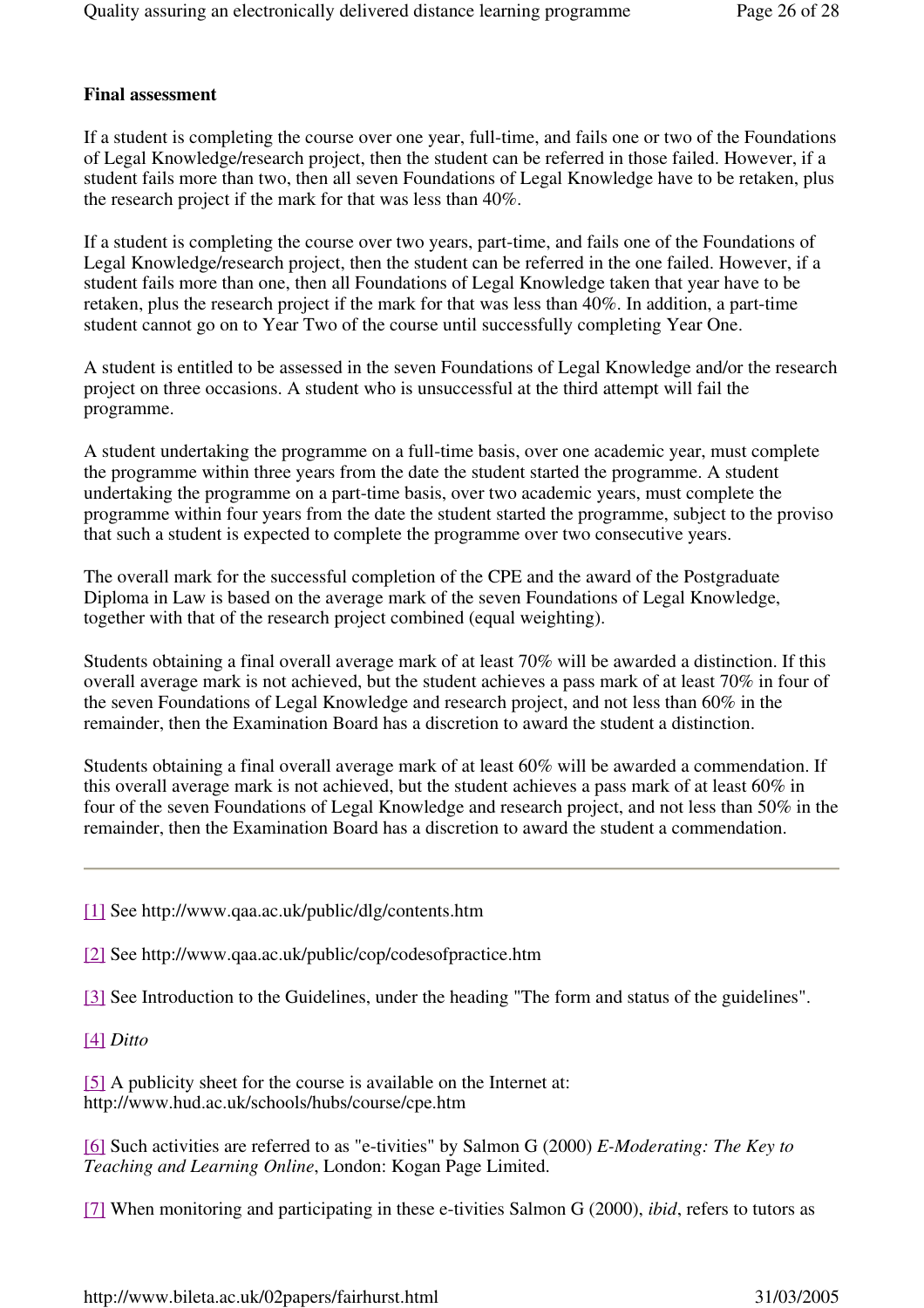**Final assessment**

If a student is completing the course over one year, full-time, and fails one or two of the Foundations of Legal Knowledge/research project, then the student can be referred in those failed. However, if a student fails more than two, then all seven Foundations of Legal Knowledge have to be retaken, plus the research project if the mark for that was less than 40%.

If a student is completing the course over two years, part-time, and fails one of the Foundations of Legal Knowledge/research project, then the student can be referred in the one failed. However, if a student fails more than one, then all Foundations of Legal Knowledge taken that year have to be retaken, plus the research project if the mark for that was less than 40%. In addition, a part-time student cannot go on to Year Two of the course until successfully completing Year One.

A student is entitled to be assessed in the seven Foundations of Legal Knowledge and/or the research project on three occasions. A student who is unsuccessful at the third attempt will fail the programme.

A student undertaking the programme on a full-time basis, over one academic year, must complete the programme within three years from the date the student started the programme. A student undertaking the programme on a part-time basis, over two academic years, must complete the programme within four years from the date the student started the programme, subject to the proviso that such a student is expected to complete the programme over two consecutive years.

The overall mark for the successful completion of the CPE and the award of the Postgraduate Diploma in Law is based on the average mark of the seven Foundations of Legal Knowledge, together with that of the research project combined (equal weighting).

Students obtaining a final overall average mark of at least 70% will be awarded a distinction. If this overall average mark is not achieved, but the student achieves a pass mark of at least 70% in four of the seven Foundations of Legal Knowledge and research project, and not less than 60% in the remainder, then the Examination Board has a discretion to award the student a distinction.

Students obtaining a final overall average mark of at least 60% will be awarded a commendation. If this overall average mark is not achieved, but the student achieves a pass mark of at least 60% in four of the seven Foundations of Legal Knowledge and research project, and not less than 50% in the remainder, then the Examination Board has a discretion to award the student a commendation.

---

[1] See http://www.qaa.ac.uk/public/dlg/contents.htm

[2] See http://www.qaa.ac.uk/public/cop/codesofpractice.htm

[3] See Introduction to the Guidelines, under the heading "The form and status of the guidelines".

[4] *Ditto*

[5] A publicity sheet for the course is available on the Internet at: http://www.hud.ac.uk/schools/hubs/course/cpe.htm

[6] Such activities are referred to as "e-tivities" by Salmon G (2000) *E-Moderating: The Key to Teaching and Learning Online*, London: Kogan Page Limited.

[7] When monitoring and participating in these e-tivities Salmon G (2000), *ibid*, refers to tutors as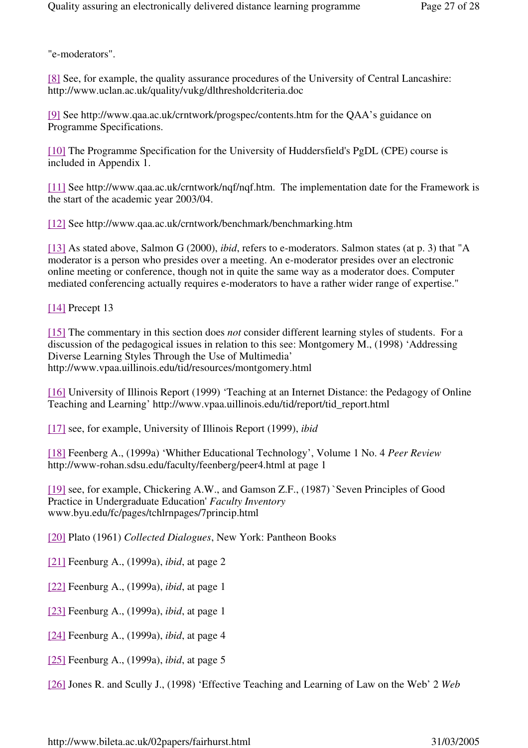"e-moderators".

[8] See, for example, the quality assurance procedures of the University of Central Lancashire: http://www.uclan.ac.uk/quality/vukg/dlthresholdcriteria.doc

[9] See http://www.qaa.ac.uk/crntwork/progspec/contents.htm for the QAA's guidance on Programme Specifications.

[10] The Programme Specification for the University of Huddersfield's PgDL (CPE) course is included in Appendix 1.

[11] See http://www.qaa.ac.uk/crntwork/nqf/nqf.htm. The implementation date for the Framework is the start of the academic year 2003/04.

[12] See http://www.qaa.ac.uk/crntwork/benchmark/benchmarking.htm

[13] As stated above, Salmon G (2000), *ibid*, refers to e-moderators. Salmon states (at p. 3) that "A moderator is a person who presides over a meeting. An e-moderator presides over an electronic online meeting or conference, though not in quite the same way as a moderator does. Computer mediated conferencing actually requires e-moderators to have a rather wider range of expertise."

[14] Precept 13

[15] The commentary in this section does *not* consider different learning styles of students. For a discussion of the pedagogical issues in relation to this see: Montgomery M., (1998) 'Addressing Diverse Learning Styles Through the Use of Multimedia' http://www.vpaa.uillinois.edu/tid/resources/montgomery.html

[16] University of Illinois Report (1999) 'Teaching at an Internet Distance: the Pedagogy of Online Teaching and Learning' http://www.vpaa.uillinois.edu/tid/report/tid_report.html

[17] see, for example, University of Illinois Report (1999), *ibid*

[18] Feenberg A., (1999a) 'Whither Educational Technology', Volume 1 No. 4 *Peer Review* http://www-rohan.sdsu.edu/faculty/feenberg/peer4.html at page 1

[19] see, for example, Chickering A.W., and Gamson Z.F., (1987) `Seven Principles of Good Practice in Undergraduate Education' *Faculty Inventory* www.byu.edu/fc/pages/tchlrnpages/7princip.html

[20] Plato (1961) *Collected Dialogues*, New York: Pantheon Books

[21] Feenburg A., (1999a), *ibid*, at page 2

[22] Feenburg A., (1999a), *ibid*, at page 1

[23] Feenburg A., (1999a), *ibid*, at page 1

[24] Feenburg A., (1999a), *ibid*, at page 4

[25] Feenburg A., (1999a), *ibid*, at page 5

[26] Jones R. and Scully J., (1998) 'Effective Teaching and Learning of Law on the Web' 2 *Web*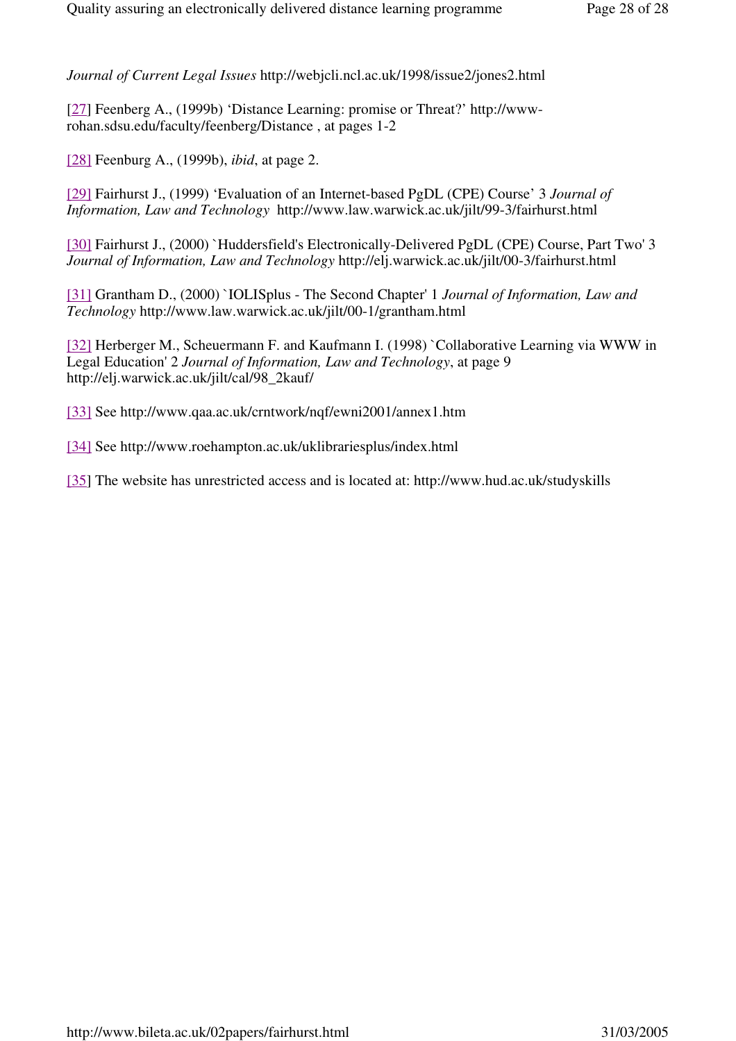*Journal of Current Legal Issues* http://webjcli.ncl.ac.uk/1998/issue2/jones2.html

[27] Feenberg A., (1999b) 'Distance Learning: promise or Threat?' http://www-rohan.sdsu.edu/faculty/feenberg/Distance , at pages 1-2

[28] Feenburg A., (1999b), *ibid*, at page 2.

[29] Fairhurst J., (1999) 'Evaluation of an Internet-based PgDL (CPE) Course' 3 *Journal of Information, Law and Technology* http://www.law.warwick.ac.uk/jilt/99-3/fairhurst.html

[30] Fairhurst J., (2000) `Huddersfield's Electronically-Delivered PgDL (CPE) Course, Part Two' 3 *Journal of Information, Law and Technology* http://elj.warwick.ac.uk/jilt/00-3/fairhurst.html

[31] Grantham D., (2000) `IOLISplus - The Second Chapter' 1 *Journal of Information, Law and Technology* http://www.law.warwick.ac.uk/jilt/00-1/grantham.html

[32] Herberger M., Scheuermann F. and Kaufmann I. (1998) `Collaborative Learning via WWW in Legal Education' 2 *Journal of Information, Law and Technology*, at page 9 http://elj.warwick.ac.uk/jilt/cal/98_2kauf/

[33] See http://www.qaa.ac.uk/crntwork/nqf/ewni2001/annex1.htm

[34] See http://www.roehampton.ac.uk/uklibrariesplus/index.html

[35] The website has unrestricted access and is located at: http://www.hud.ac.uk/studyskills